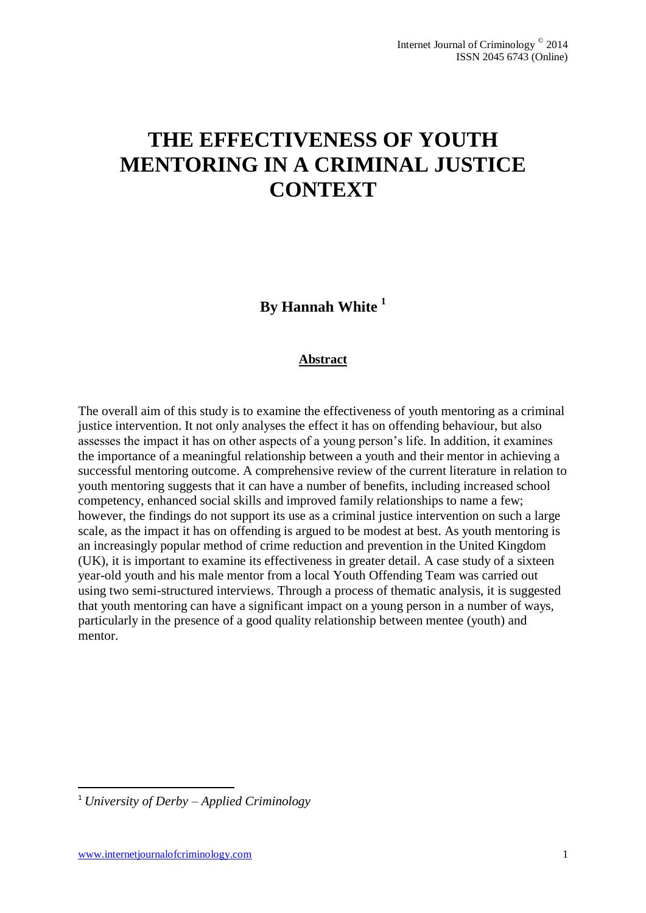# THE EFFECTIVENESS OF YOUTH MENTORING IN A CRIMINAL JUSTICE CONTEXT

## By Hannah White [1]

### Abstract

The overall aim of this study is to examine the effectiveness of youth mentoring as a criminal justice intervention. It not only analyses the effect it has on offending behaviour, but also assesses the impact it has on other aspects of a young person's life. In addition, it examines the importance of a meaningful relationship between a youth and their mentor in achieving a successful mentoring outcome. A comprehensive review of the current literature in relation to youth mentoring suggests that it can have a number of benefits, including increased school competency, enhanced social skills and improved family relationships to name a few; however, the findings do not support its use as a criminal justice intervention on such a large scale, as the impact it has on offending is argued to be modest at best. As youth mentoring is an increasingly popular method of crime reduction and prevention in the United Kingdom (UK), it is important to examine its effectiveness in greater detail. A case study of a sixteen year-old youth and his male mentor from a local Youth Offending Team was carried out using two semi-structured interviews. Through a process of thematic analysis, it is suggested that youth mentoring can have a significant impact on a young person in a number of ways, particularly in the presence of a good quality relationship between mentee (youth) and mentor.

[1] *University of Derby – Applied Criminology*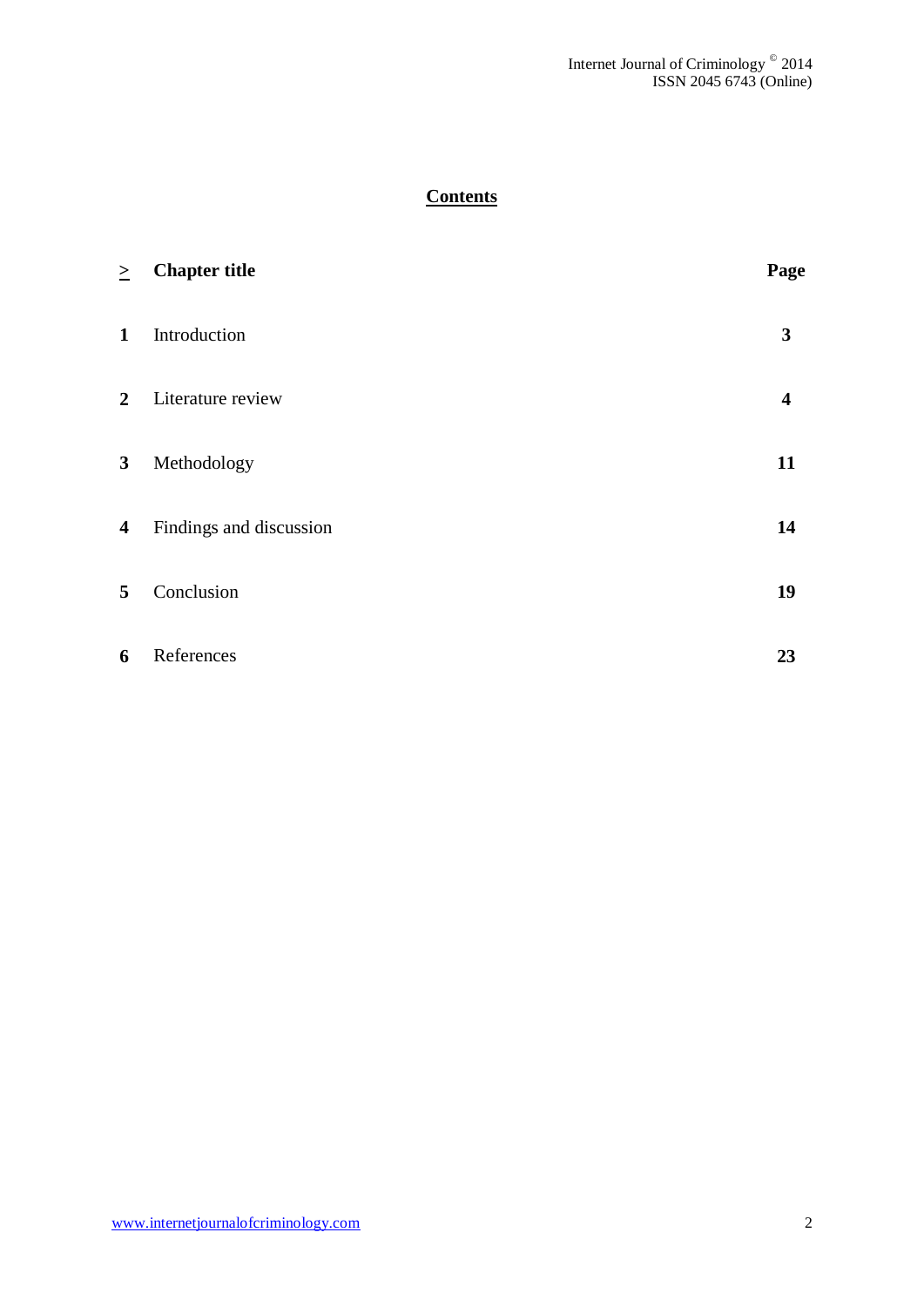## Contents

| ≥ | Chapter title | Page |
|---|---|---|
| **1** | Introduction | **3** |
| **2** | Literature review | **4** |
| **3** | Methodology | **11** |
| **4** | Findings and discussion | **14** |
| **5** | Conclusion | **19** |
| **6** | References | **23** |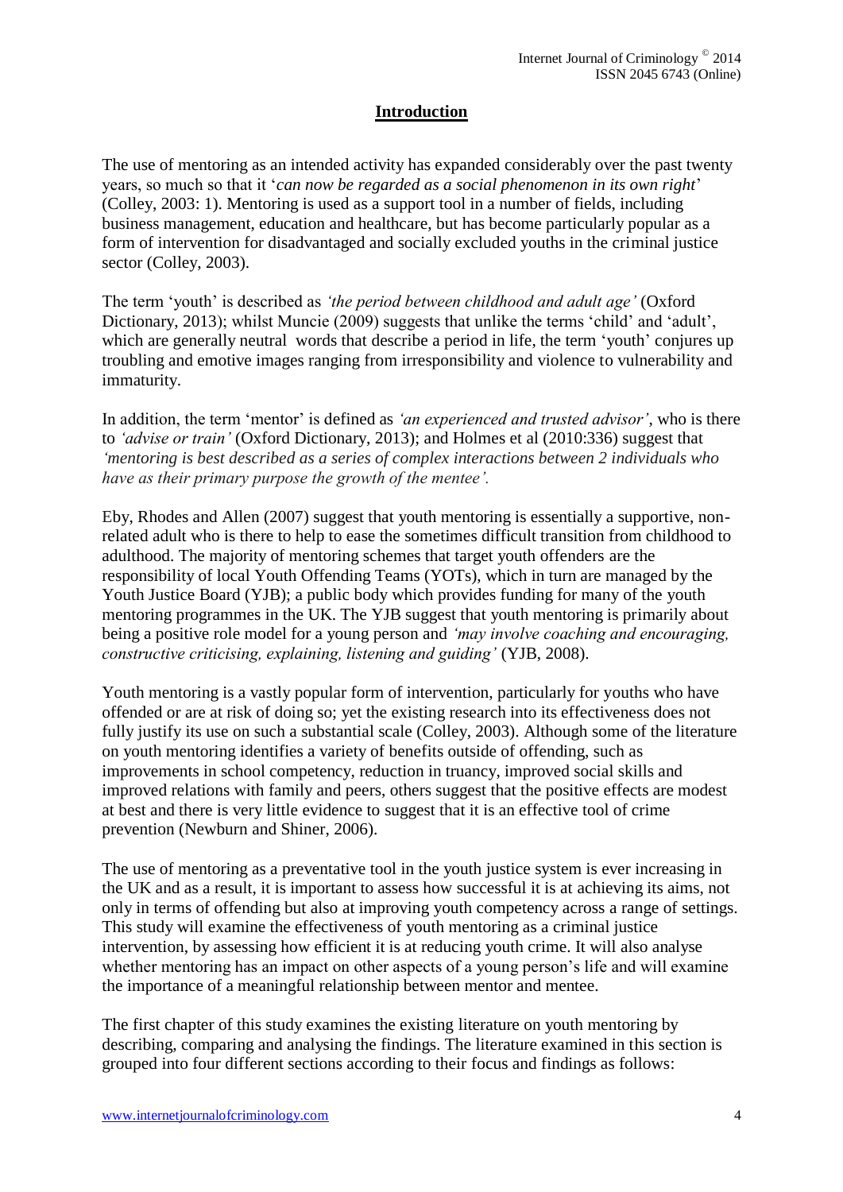## Introduction

The use of mentoring as an intended activity has expanded considerably over the past twenty years, so much so that it '*can now be regarded as a social phenomenon in its own right*' (Colley, 2003: 1). Mentoring is used as a support tool in a number of fields, including business management, education and healthcare, but has become particularly popular as a form of intervention for disadvantaged and socially excluded youths in the criminal justice sector (Colley, 2003).

The term 'youth' is described as *'the period between childhood and adult age'* (Oxford Dictionary, 2013); whilst Muncie (2009) suggests that unlike the terms 'child' and 'adult', which are generally neutral words that describe a period in life, the term 'youth' conjures up troubling and emotive images ranging from irresponsibility and violence to vulnerability and immaturity.

In addition, the term 'mentor' is defined as *'an experienced and trusted advisor'*, who is there to *'advise or train'* (Oxford Dictionary, 2013); and Holmes et al (2010:336) suggest that *'mentoring is best described as a series of complex interactions between 2 individuals who have as their primary purpose the growth of the mentee'.*

Eby, Rhodes and Allen (2007) suggest that youth mentoring is essentially a supportive, non-related adult who is there to help to ease the sometimes difficult transition from childhood to adulthood. The majority of mentoring schemes that target youth offenders are the responsibility of local Youth Offending Teams (YOTs), which in turn are managed by the Youth Justice Board (YJB); a public body which provides funding for many of the youth mentoring programmes in the UK. The YJB suggest that youth mentoring is primarily about being a positive role model for a young person and *'may involve coaching and encouraging, constructive criticising, explaining, listening and guiding'* (YJB, 2008).

Youth mentoring is a vastly popular form of intervention, particularly for youths who have offended or are at risk of doing so; yet the existing research into its effectiveness does not fully justify its use on such a substantial scale (Colley, 2003). Although some of the literature on youth mentoring identifies a variety of benefits outside of offending, such as improvements in school competency, reduction in truancy, improved social skills and improved relations with family and peers, others suggest that the positive effects are modest at best and there is very little evidence to suggest that it is an effective tool of crime prevention (Newburn and Shiner, 2006).

The use of mentoring as a preventative tool in the youth justice system is ever increasing in the UK and as a result, it is important to assess how successful it is at achieving its aims, not only in terms of offending but also at improving youth competency across a range of settings. This study will examine the effectiveness of youth mentoring as a criminal justice intervention, by assessing how efficient it is at reducing youth crime. It will also analyse whether mentoring has an impact on other aspects of a young person's life and will examine the importance of a meaningful relationship between mentor and mentee.

The first chapter of this study examines the existing literature on youth mentoring by describing, comparing and analysing the findings. The literature examined in this section is grouped into four different sections according to their focus and findings as follows: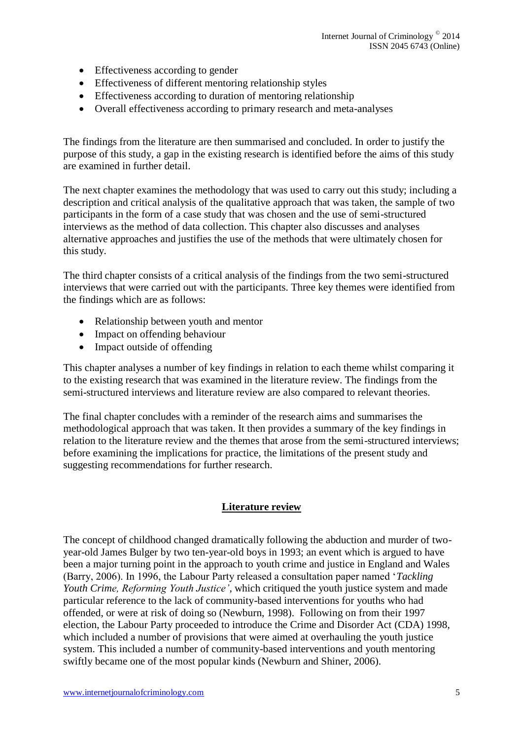- Effectiveness according to gender
- Effectiveness of different mentoring relationship styles
- Effectiveness according to duration of mentoring relationship
- Overall effectiveness according to primary research and meta-analyses

The findings from the literature are then summarised and concluded. In order to justify the purpose of this study, a gap in the existing research is identified before the aims of this study are examined in further detail.

The next chapter examines the methodology that was used to carry out this study; including a description and critical analysis of the qualitative approach that was taken, the sample of two participants in the form of a case study that was chosen and the use of semi-structured interviews as the method of data collection. This chapter also discusses and analyses alternative approaches and justifies the use of the methods that were ultimately chosen for this study.

The third chapter consists of a critical analysis of the findings from the two semi-structured interviews that were carried out with the participants. Three key themes were identified from the findings which are as follows:

- Relationship between youth and mentor
- Impact on offending behaviour
- Impact outside of offending

This chapter analyses a number of key findings in relation to each theme whilst comparing it to the existing research that was examined in the literature review. The findings from the semi-structured interviews and literature review are also compared to relevant theories.

The final chapter concludes with a reminder of the research aims and summarises the methodological approach that was taken. It then provides a summary of the key findings in relation to the literature review and the themes that arose from the semi-structured interviews; before examining the implications for practice, the limitations of the present study and suggesting recommendations for further research.

## Literature review

The concept of childhood changed dramatically following the abduction and murder of two-year-old James Bulger by two ten-year-old boys in 1993; an event which is argued to have been a major turning point in the approach to youth crime and justice in England and Wales (Barry, 2006). In 1996, the Labour Party released a consultation paper named '*Tackling Youth Crime, Reforming Youth Justice'*, which critiqued the youth justice system and made particular reference to the lack of community-based interventions for youths who had offended, or were at risk of doing so (Newburn, 1998). Following on from their 1997 election, the Labour Party proceeded to introduce the Crime and Disorder Act (CDA) 1998, which included a number of provisions that were aimed at overhauling the youth justice system. This included a number of community-based interventions and youth mentoring swiftly became one of the most popular kinds (Newburn and Shiner, 2006).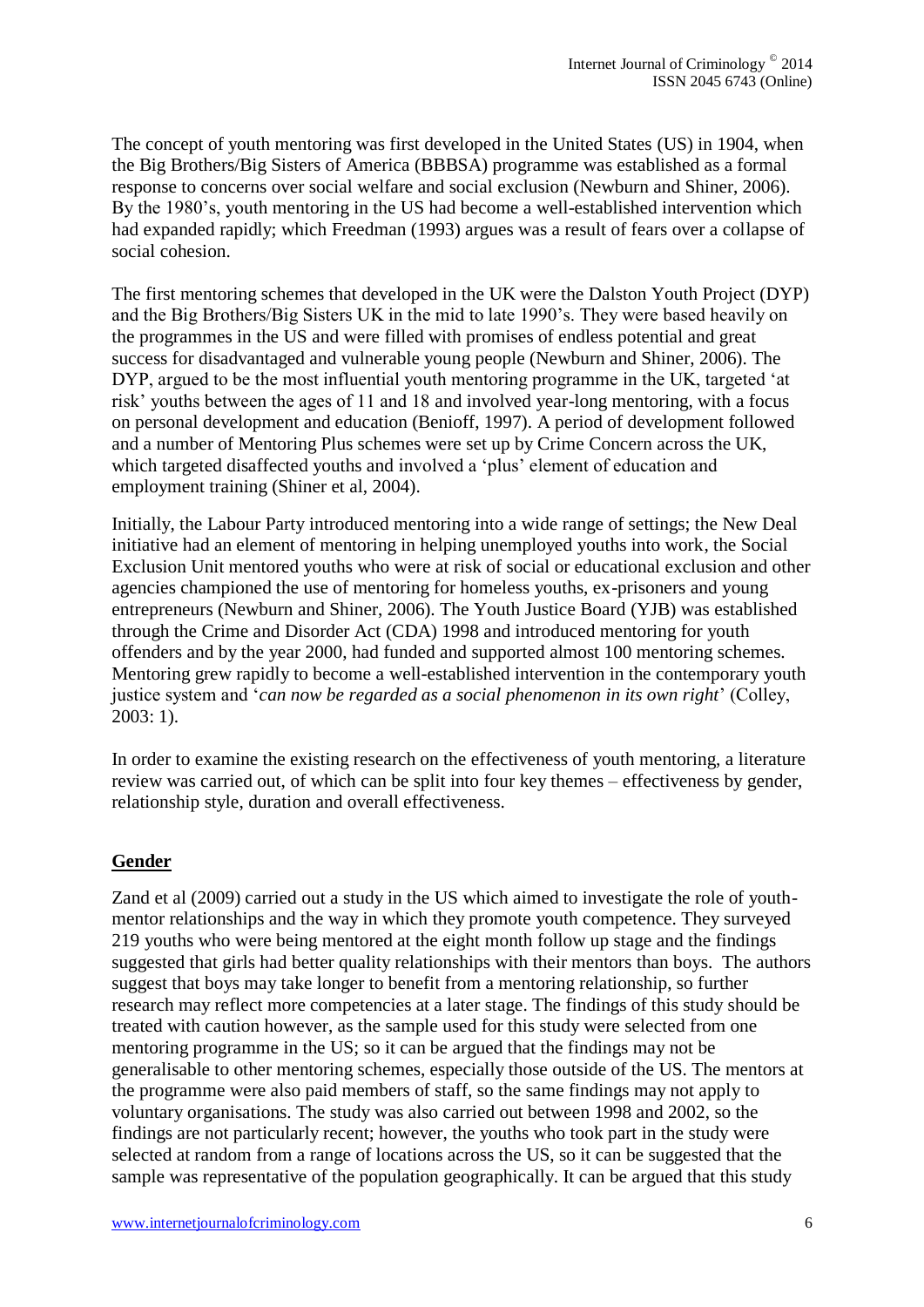The concept of youth mentoring was first developed in the United States (US) in 1904, when the Big Brothers/Big Sisters of America (BBBSA) programme was established as a formal response to concerns over social welfare and social exclusion (Newburn and Shiner, 2006). By the 1980's, youth mentoring in the US had become a well-established intervention which had expanded rapidly; which Freedman (1993) argues was a result of fears over a collapse of social cohesion.

The first mentoring schemes that developed in the UK were the Dalston Youth Project (DYP) and the Big Brothers/Big Sisters UK in the mid to late 1990's. They were based heavily on the programmes in the US and were filled with promises of endless potential and great success for disadvantaged and vulnerable young people (Newburn and Shiner, 2006). The DYP, argued to be the most influential youth mentoring programme in the UK, targeted 'at risk' youths between the ages of 11 and 18 and involved year-long mentoring, with a focus on personal development and education (Benioff, 1997). A period of development followed and a number of Mentoring Plus schemes were set up by Crime Concern across the UK, which targeted disaffected youths and involved a 'plus' element of education and employment training (Shiner et al, 2004).

Initially, the Labour Party introduced mentoring into a wide range of settings; the New Deal initiative had an element of mentoring in helping unemployed youths into work, the Social Exclusion Unit mentored youths who were at risk of social or educational exclusion and other agencies championed the use of mentoring for homeless youths, ex-prisoners and young entrepreneurs (Newburn and Shiner, 2006). The Youth Justice Board (YJB) was established through the Crime and Disorder Act (CDA) 1998 and introduced mentoring for youth offenders and by the year 2000, had funded and supported almost 100 mentoring schemes. Mentoring grew rapidly to become a well-established intervention in the contemporary youth justice system and '*can now be regarded as a social phenomenon in its own right*' (Colley, 2003: 1).

In order to examine the existing research on the effectiveness of youth mentoring, a literature review was carried out, of which can be split into four key themes – effectiveness by gender, relationship style, duration and overall effectiveness.

## Gender

Zand et al (2009) carried out a study in the US which aimed to investigate the role of youth-mentor relationships and the way in which they promote youth competence. They surveyed 219 youths who were being mentored at the eight month follow up stage and the findings suggested that girls had better quality relationships with their mentors than boys. The authors suggest that boys may take longer to benefit from a mentoring relationship, so further research may reflect more competencies at a later stage. The findings of this study should be treated with caution however, as the sample used for this study were selected from one mentoring programme in the US; so it can be argued that the findings may not be generalisable to other mentoring schemes, especially those outside of the US. The mentors at the programme were also paid members of staff, so the same findings may not apply to voluntary organisations. The study was also carried out between 1998 and 2002, so the findings are not particularly recent; however, the youths who took part in the study were selected at random from a range of locations across the US, so it can be suggested that the sample was representative of the population geographically. It can be argued that this study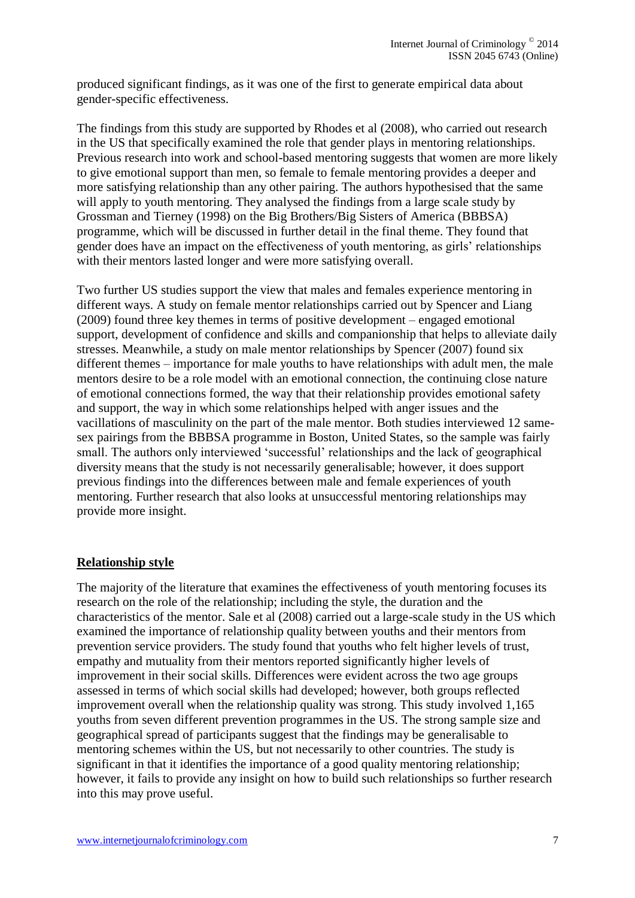produced significant findings, as it was one of the first to generate empirical data about gender-specific effectiveness.

The findings from this study are supported by Rhodes et al (2008), who carried out research in the US that specifically examined the role that gender plays in mentoring relationships. Previous research into work and school-based mentoring suggests that women are more likely to give emotional support than men, so female to female mentoring provides a deeper and more satisfying relationship than any other pairing. The authors hypothesised that the same will apply to youth mentoring. They analysed the findings from a large scale study by Grossman and Tierney (1998) on the Big Brothers/Big Sisters of America (BBBSA) programme, which will be discussed in further detail in the final theme. They found that gender does have an impact on the effectiveness of youth mentoring, as girls' relationships with their mentors lasted longer and were more satisfying overall.

Two further US studies support the view that males and females experience mentoring in different ways. A study on female mentor relationships carried out by Spencer and Liang (2009) found three key themes in terms of positive development – engaged emotional support, development of confidence and skills and companionship that helps to alleviate daily stresses. Meanwhile, a study on male mentor relationships by Spencer (2007) found six different themes – importance for male youths to have relationships with adult men, the male mentors desire to be a role model with an emotional connection, the continuing close nature of emotional connections formed, the way that their relationship provides emotional safety and support, the way in which some relationships helped with anger issues and the vacillations of masculinity on the part of the male mentor. Both studies interviewed 12 same-sex pairings from the BBBSA programme in Boston, United States, so the sample was fairly small. The authors only interviewed 'successful' relationships and the lack of geographical diversity means that the study is not necessarily generalisable; however, it does support previous findings into the differences between male and female experiences of youth mentoring. Further research that also looks at unsuccessful mentoring relationships may provide more insight.

## Relationship style

The majority of the literature that examines the effectiveness of youth mentoring focuses its research on the role of the relationship; including the style, the duration and the characteristics of the mentor. Sale et al (2008) carried out a large-scale study in the US which examined the importance of relationship quality between youths and their mentors from prevention service providers. The study found that youths who felt higher levels of trust, empathy and mutuality from their mentors reported significantly higher levels of improvement in their social skills. Differences were evident across the two age groups assessed in terms of which social skills had developed; however, both groups reflected improvement overall when the relationship quality was strong. This involved 1,165 youths from seven different prevention programmes in the US. The strong sample size and geographical spread of participants suggest that the findings may be generalisable to mentoring schemes within the US, but not necessarily to other countries. The study is significant in that it identifies the importance of a good quality mentoring relationship; however, it fails to provide any insight on how to build such relationships so further research into this may prove useful.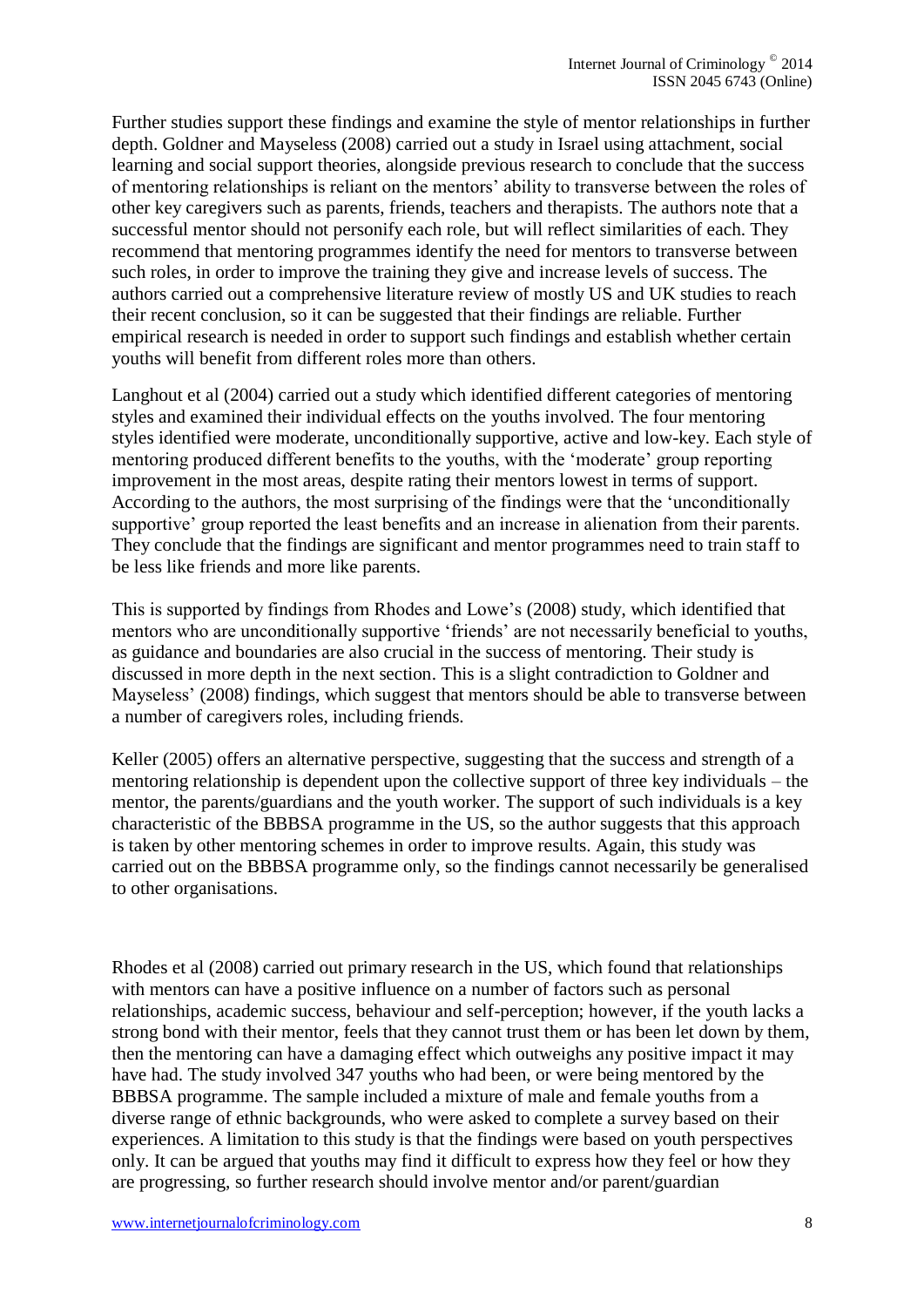Further studies support these findings and examine the style of mentor relationships in further depth. Goldner and Mayseless (2008) carried out a study in Israel using attachment, social learning and social support theories, alongside previous research to conclude that the success of mentoring relationships is reliant on the mentors' ability to transverse between the roles of other key caregivers such as parents, friends, teachers and therapists. The authors note that a successful mentor should not personify each role, but will reflect similarities of each. They recommend that mentoring programmes identify the need for mentors to transverse between such roles, in order to improve the training they give and increase levels of success. The authors carried out a comprehensive literature review of mostly US and UK studies to reach their recent conclusion, so it can be suggested that their findings are reliable. Further empirical research is needed in order to support such findings and establish whether certain youths will benefit from different roles more than others.

Langhout et al (2004) carried out a study which identified different categories of mentoring styles and examined their individual effects on the youths involved. The four mentoring styles identified were moderate, unconditionally supportive, active and low-key. Each style of mentoring produced different benefits to the youths, with the 'moderate' group reporting improvement in the most areas, despite rating their mentors lowest in terms of support. According to the authors, the most surprising of the findings were that the 'unconditionally supportive' group reported the least benefits and an increase in alienation from their parents. They conclude that the findings are significant and mentor programmes need to train staff to be less like friends and more like parents.

This is supported by findings from Rhodes and Lowe's (2008) study, which identified that mentors who are unconditionally supportive 'friends' are not necessarily beneficial to youths, as guidance and boundaries are also crucial in the success of mentoring. Their study is discussed in more depth in the next section. This is a slight contradiction to Goldner and Mayseless' (2008) findings, which suggest that mentors should be able to transverse between a number of caregivers roles, including friends.

Keller (2005) offers an alternative perspective, suggesting that the success and strength of a mentoring relationship is dependent upon the collective support of three key individuals – the mentor, the parents/guardians and the youth worker. The support of such individuals is a key characteristic of the BBBSA programme in the US, so the author suggests that this approach is taken by other mentoring schemes in order to improve results. Again, this study was carried out on the BBBSA programme only, so the findings cannot necessarily be generalised to other organisations.

Rhodes et al (2008) carried out primary research in the US, which found that relationships with mentors can have a positive influence on a number of factors such as personal relationships, academic success, behaviour and self-perception; however, if the youth lacks a strong bond with their mentor, feels that they cannot trust them or has been let down by them, then the mentoring can have a damaging effect which outweighs any positive impact it may have had. The study involved 347 youths who had been, or were being mentored by the BBBSA programme. The sample included a mixture of male and female youths from a diverse range of ethnic backgrounds, who were asked to complete a survey based on their experiences. A limitation to this study is that the findings were based on youth perspectives only. It can be argued that youths may find it difficult to express how they feel or how they are progressing, so further research should involve mentor and/or parent/guardian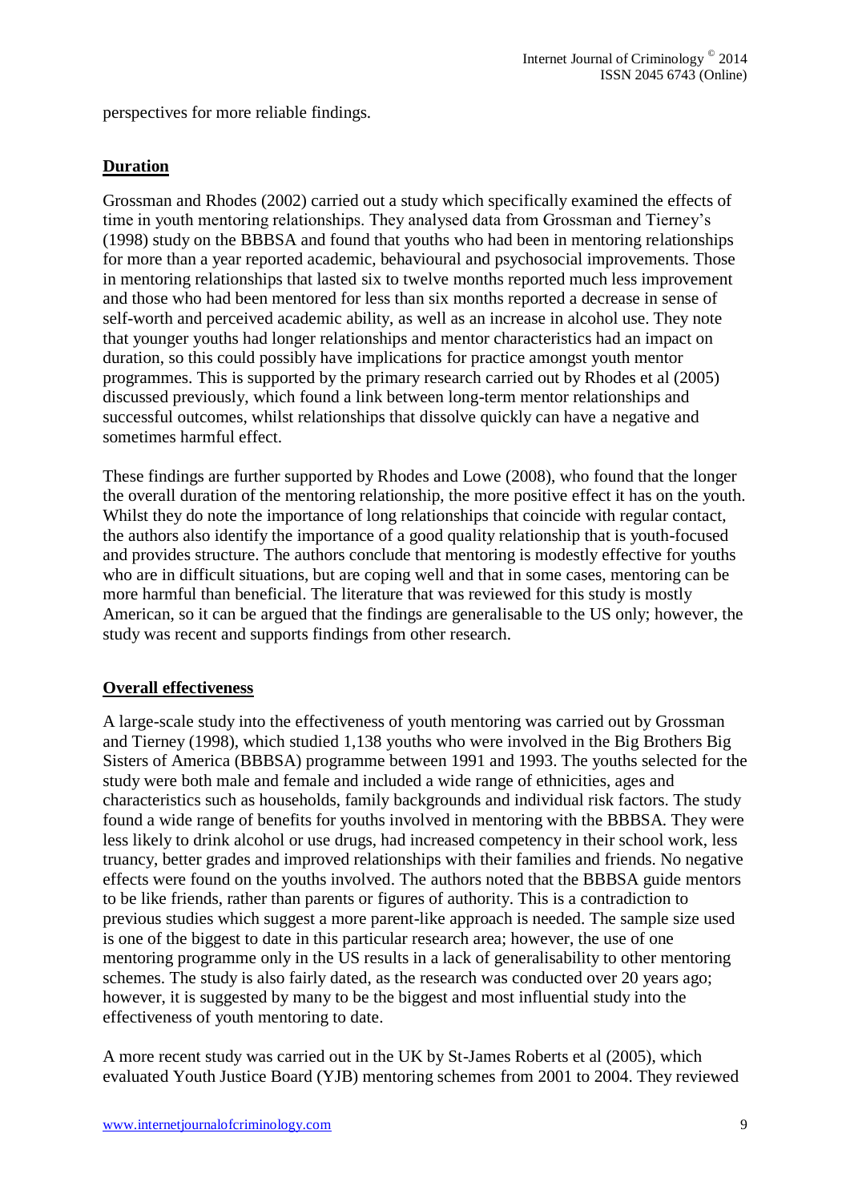perspectives for more reliable findings.

**Duration**

Grossman and Rhodes (2002) carried out a study which specifically examined the effects of time in youth mentoring relationships. They analysed data from Grossman and Tierney's (1998) study on the BBBSA and found that youths who had been in mentoring relationships for more than a year reported academic, behavioural and psychosocial improvements. Those in mentoring relationships that lasted six to twelve months reported much less improvement and those who had been mentored for less than six months reported a decrease in sense of self-worth and perceived academic ability, as well as an increase in alcohol use. They note that younger youths had longer relationships and mentor characteristics had an impact on duration, so this could possibly have implications for practice amongst youth mentor programmes. This is supported by the primary research carried out by Rhodes et al (2005) discussed previously, which found a link between long-term mentor relationships and successful outcomes, whilst relationships that dissolve quickly can have a negative and sometimes harmful effect.

These findings are further supported by Rhodes and Lowe (2008), who found that the longer the overall duration of the mentoring relationship, the more positive effect it has on the youth. Whilst they do note the importance of long relationships that coincide with regular contact, the authors also identify the importance of a good quality relationship that is youth-focused and provides structure. The authors conclude that mentoring is modestly effective for youths who are in difficult situations, but are coping well and that in some cases, mentoring can be more harmful than beneficial. The literature that was reviewed for this study is mostly American, so it can be argued that the findings are generalisable to the US only; however, the study was recent and supports findings from other research.

**Overall effectiveness**

A large-scale study into the effectiveness of youth mentoring was carried out by Grossman and Tierney (1998), which studied 1,138 youths who were involved in the Big Brothers Big Sisters of America (BBBSA) programme between 1991 and 1993. The youths selected for the study were both male and female and included a wide range of ethnicities, ages and characteristics such as households, family backgrounds and individual risk factors. The study found a wide range of benefits for youths involved in mentoring with the BBBSA. They were less likely to drink alcohol or use drugs, had increased competency in their school work, less truancy, better grades and improved relationships with their families and friends. No negative effects were found on the youths involved. The authors noted that the BBBSA guide mentors to be like friends, rather than parents or figures of authority. This is a contradiction to previous studies which suggest a more parent-like approach is needed. The sample size used is one of the biggest to date in this particular research area; however, the use of one mentoring programme only in the US results in a lack of generalisability to other mentoring schemes. The study is also fairly dated, as the research was conducted over 20 years ago; however, it is suggested by many to be the biggest and most influential study into the effectiveness of youth mentoring to date.

A more recent study was carried out in the UK by St-James Roberts et al (2005), which evaluated Youth Justice Board (YJB) mentoring schemes from 2001 to 2004. They reviewed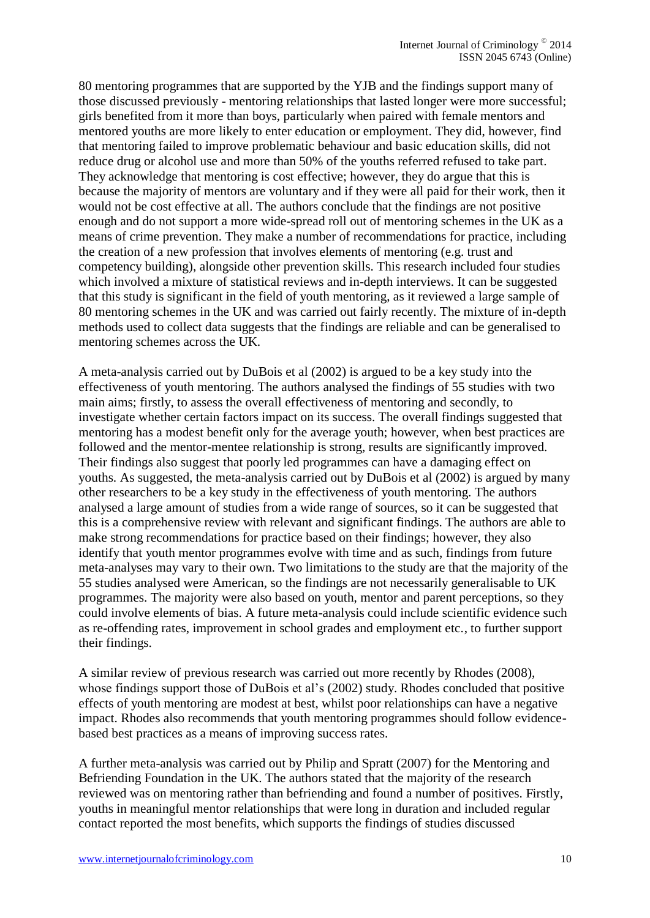80 mentoring programmes that are supported by the YJB and the findings support many of those discussed previously - mentoring relationships that lasted longer were more successful; girls benefited from it more than boys, particularly when paired with female mentors and mentored youths are more likely to enter education or employment. They did, however, find that mentoring failed to improve problematic behaviour and basic education skills, did not reduce drug or alcohol use and more than 50% of the youths referred refused to take part. They acknowledge that mentoring is cost effective; however, they do argue that this is because the majority of mentors are voluntary and if they were all paid for their work, then it would not be cost effective at all. The authors conclude that the findings are not positive enough and do not support a more wide-spread roll out of mentoring schemes in the UK as a means of crime prevention. They make a number of recommendations for practice, including the creation of a new profession that involves elements of mentoring (e.g. trust and competency building), alongside other prevention skills. This research included four studies which involved a mixture of statistical reviews and in-depth interviews. It can be suggested that this study is significant in the field of youth mentoring, as it reviewed a large sample of 80 mentoring schemes in the UK and was carried out fairly recently. The mixture of in-depth methods used to collect data suggests that the findings are reliable and can be generalised to mentoring schemes across the UK.

A meta-analysis carried out by DuBois et al (2002) is argued to be a key study into the effectiveness of youth mentoring. The authors analysed the findings of 55 studies with two main aims; firstly, to assess the overall effectiveness of mentoring and secondly, to investigate whether certain factors impact on its success. The overall findings suggested that mentoring has a modest benefit only for the average youth; however, when best practices are followed and the mentor-mentee relationship is strong, results are significantly improved. Their findings also suggest that poorly led programmes can have a damaging effect on youths. As suggested, the meta-analysis carried out by DuBois et al (2002) is argued by many other researchers to be a key study in the effectiveness of youth mentoring. The authors analysed a large amount of studies from a wide range of sources, so it can be suggested that this is a comprehensive review with relevant and significant findings. The authors are able to make strong recommendations for practice based on their findings; however, they also identify that youth mentor programmes evolve with time and as such, findings from future meta-analyses may vary to their own. Two limitations to the study are that the majority of the 55 studies analysed were American, so the findings are not necessarily generalisable to UK programmes. The majority were also based on youth, mentor and parent perceptions, so they could involve elements of bias. A future meta-analysis could include scientific evidence such as re-offending rates, improvement in school grades and employment etc., to further support their findings.

A similar review of previous research was carried out more recently by Rhodes (2008), whose findings support those of DuBois et al's (2002) study. Rhodes concluded that positive effects of youth mentoring are modest at best, whilst poor relationships can have a negative impact. Rhodes also recommends that youth mentoring programmes should follow evidence-based best practices as a means of improving success rates.

A further meta-analysis was carried out by Philip and Spratt (2007) for the Mentoring and Befriending Foundation in the UK. The authors stated that the majority of the research reviewed was on mentoring rather than befriending and found a number of positives. Firstly, youths in meaningful mentor relationships that were long in duration and included regular contact reported the most benefits, which supports the findings of studies discussed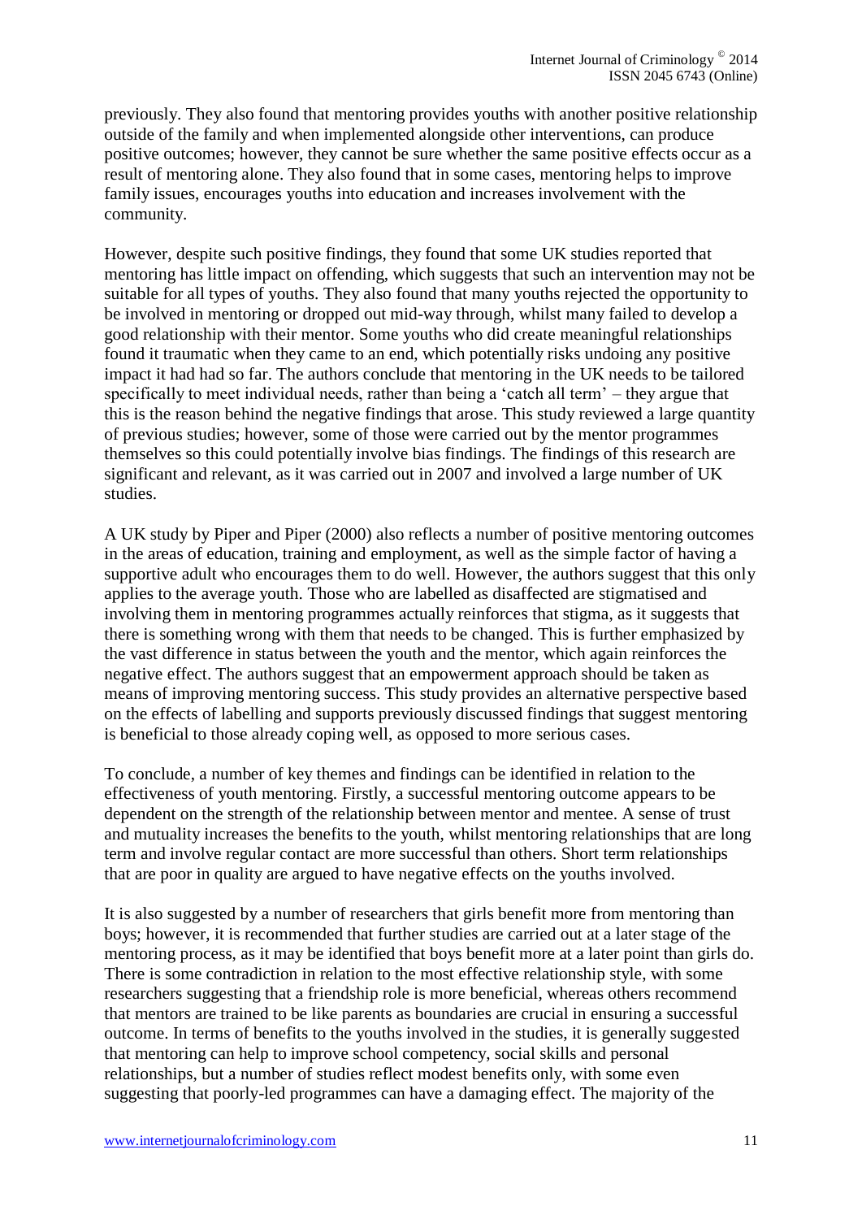previously. They also found that mentoring provides youths with another positive relationship outside of the family and when implemented alongside other interventions, can produce positive outcomes; however, they cannot be sure whether the same positive effects occur as a result of mentoring alone. They also found that in some cases, mentoring helps to improve family issues, encourages youths into education and increases involvement with the community.

However, despite such positive findings, they found that some UK studies reported that mentoring has little impact on offending, which suggests that such an intervention may not be suitable for all types of youths. They also found that many youths rejected the opportunity to be involved in mentoring or dropped out mid-way through, whilst many failed to develop a good relationship with their mentor. Some youths who did create meaningful relationships found it traumatic when they came to an end, which potentially risks undoing any positive impact it had had so far. The authors conclude that mentoring in the UK needs to be tailored specifically to meet individual needs, rather than being a 'catch all term' – they argue that this is the reason behind the negative findings that arose. This study reviewed a large quantity of previous studies; however, some of those were carried out by the mentor programmes themselves so this could potentially involve bias findings. The findings of this research are significant and relevant, as it was carried out in 2007 and involved a large number of UK studies.

A UK study by Piper and Piper (2000) also reflects a number of positive mentoring outcomes in the areas of education, training and employment, as well as the simple factor of having a supportive adult who encourages them to do well. However, the authors suggest that this only applies to the average youth. Those who are labelled as disaffected are stigmatised and involving them in mentoring programmes actually reinforces that stigma, as it suggests that there is something wrong with them that needs to be changed. This is further emphasized by the vast difference in status between the youth and the mentor, which again reinforces the negative effect. The authors suggest that an empowerment approach should be taken as means of improving mentoring success. This study provides an alternative perspective based on the effects of labelling and supports previously discussed findings that suggest mentoring is beneficial to those already coping well, as opposed to more serious cases.

To conclude, a number of key themes and findings can be identified in relation to the effectiveness of youth mentoring. Firstly, a successful mentoring outcome appears to be dependent on the strength of the relationship between mentor and mentee. A sense of trust and mutuality increases the benefits to the youth, whilst mentoring relationships that are long term and involve regular contact are more successful than others. Short term relationships that are poor in quality are argued to have negative effects on the youths involved.

It is also suggested by a number of researchers that girls benefit more from mentoring than boys; however, it is recommended that further studies are carried out at a later stage of the mentoring process, as it may be identified that boys benefit more at a later point than girls do. There is some contradiction in relation to the most effective relationship style, with some researchers suggesting that a friendship role is more beneficial, whereas others recommend that mentors are trained to be like parents as boundaries are crucial in ensuring a successful outcome. In terms of benefits to the youths involved in the studies, it is generally suggested that mentoring can help to improve school competency, social skills and personal relationships, but a number of studies reflect modest benefits only, with some even suggesting that poorly-led programmes can have a damaging effect. The majority of the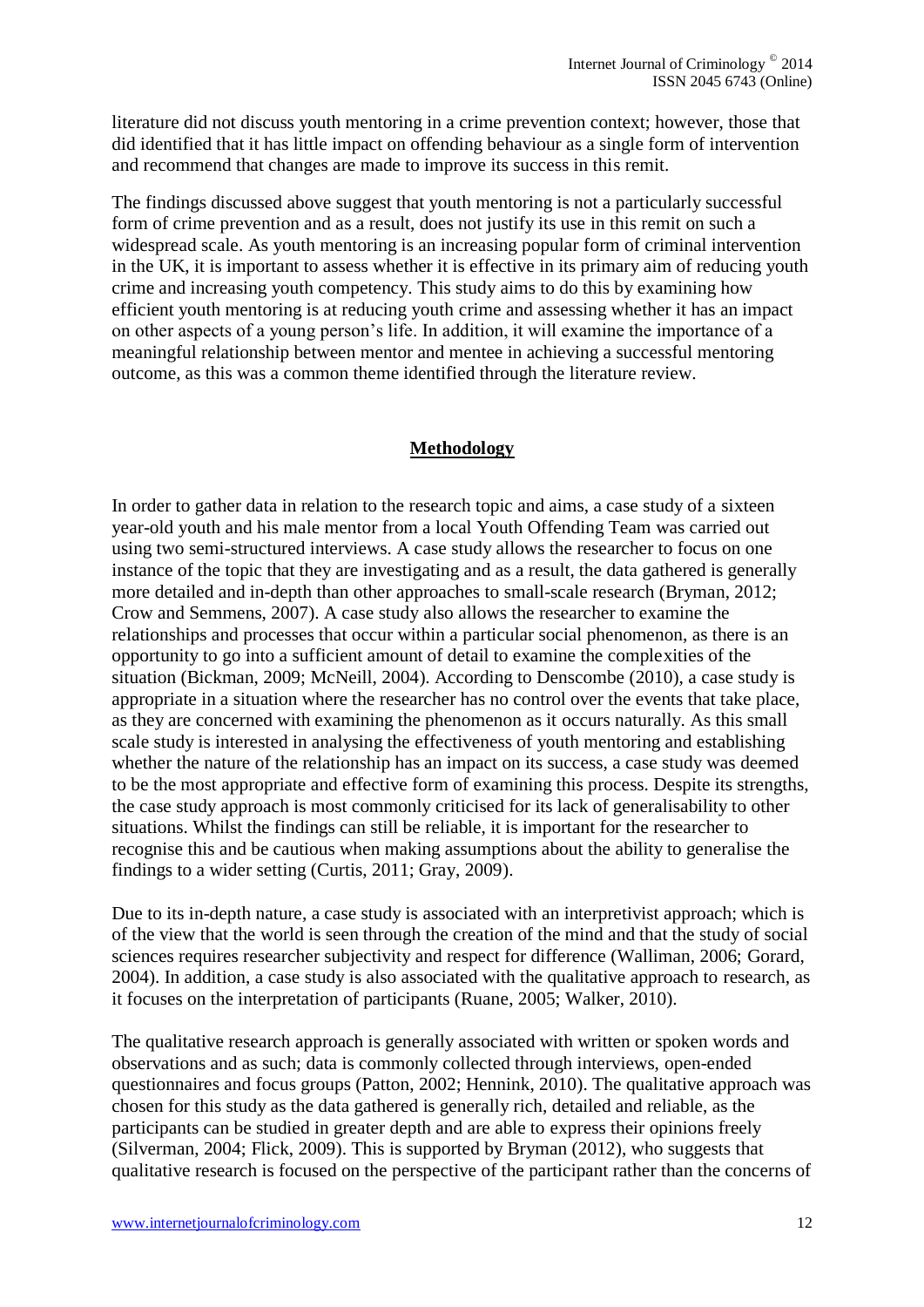literature did not discuss youth mentoring in a crime prevention context; however, those that did identified that it has little impact on offending behaviour as a single form of intervention and recommend that changes are made to improve its success in this remit.

The findings discussed above suggest that youth mentoring is not a particularly successful form of crime prevention and as a result, does not justify its use in this remit on such a widespread scale. As youth mentoring is an increasing popular form of criminal intervention in the UK, it is important to assess whether it is effective in its primary aim of reducing youth crime and increasing youth competency. This study aims to do this by examining how efficient youth mentoring is at reducing youth crime and assessing whether it has an impact on other aspects of a young person's life. In addition, it will examine the importance of a meaningful relationship between mentor and mentee in achieving a successful mentoring outcome, as this was a common theme identified through the literature review.

## Methodology

In order to gather data in relation to the research topic and aims, a case study of a sixteen year-old youth and his male mentor from a local Youth Offending Team was carried out using two semi-structured interviews. A case study allows the researcher to focus on one instance of the topic that they are investigating and as a result, the data gathered is generally more detailed and in-depth than other approaches to small-scale research (Bryman, 2012; Crow and Semmens, 2007). A case study also allows the researcher to examine the relationships and processes that occur within a particular social phenomenon, as there is an opportunity to go into a sufficient amount of detail to examine the complexities of the situation (Bickman, 2009; McNeill, 2004). According to Denscombe (2010), a case study is appropriate in a situation where the researcher has no control over the events that take place, as they are concerned with examining the phenomenon as it occurs naturally. As this small scale study is interested in analysing the effectiveness of youth mentoring and establishing whether the nature of the relationship has an impact on its success, a case study was deemed to be the most appropriate and effective form of examining this process. Despite its strengths, the case study approach is most commonly criticised for its lack of generalisability to other situations. Whilst the findings can still be reliable, it is important for the researcher to recognise this and be cautious when making assumptions about the ability to generalise the findings to a wider setting (Curtis, 2011; Gray, 2009).

Due to its in-depth nature, a case study is associated with an interpretivist approach; which is of the view that the world is seen through the creation of the mind and that the study of social sciences requires researcher subjectivity and respect for difference (Walliman, 2006; Gorard, 2004). In addition, a case study is also associated with the qualitative approach to research, as it focuses on the interpretation of participants (Ruane, 2005; Walker, 2010).

The qualitative research approach is generally associated with written or spoken words and observations and as such; data is commonly collected through interviews, open-ended questionnaires and focus groups (Patton, 2002; Hennink, 2010). The qualitative approach was chosen for this study as the data gathered is generally rich, detailed and reliable, as the participants can be studied in greater depth and are able to express their opinions freely (Silverman, 2004; Flick, 2009). This is supported by Bryman (2012), who suggests that qualitative research is focused on the perspective of the participant rather than the concerns of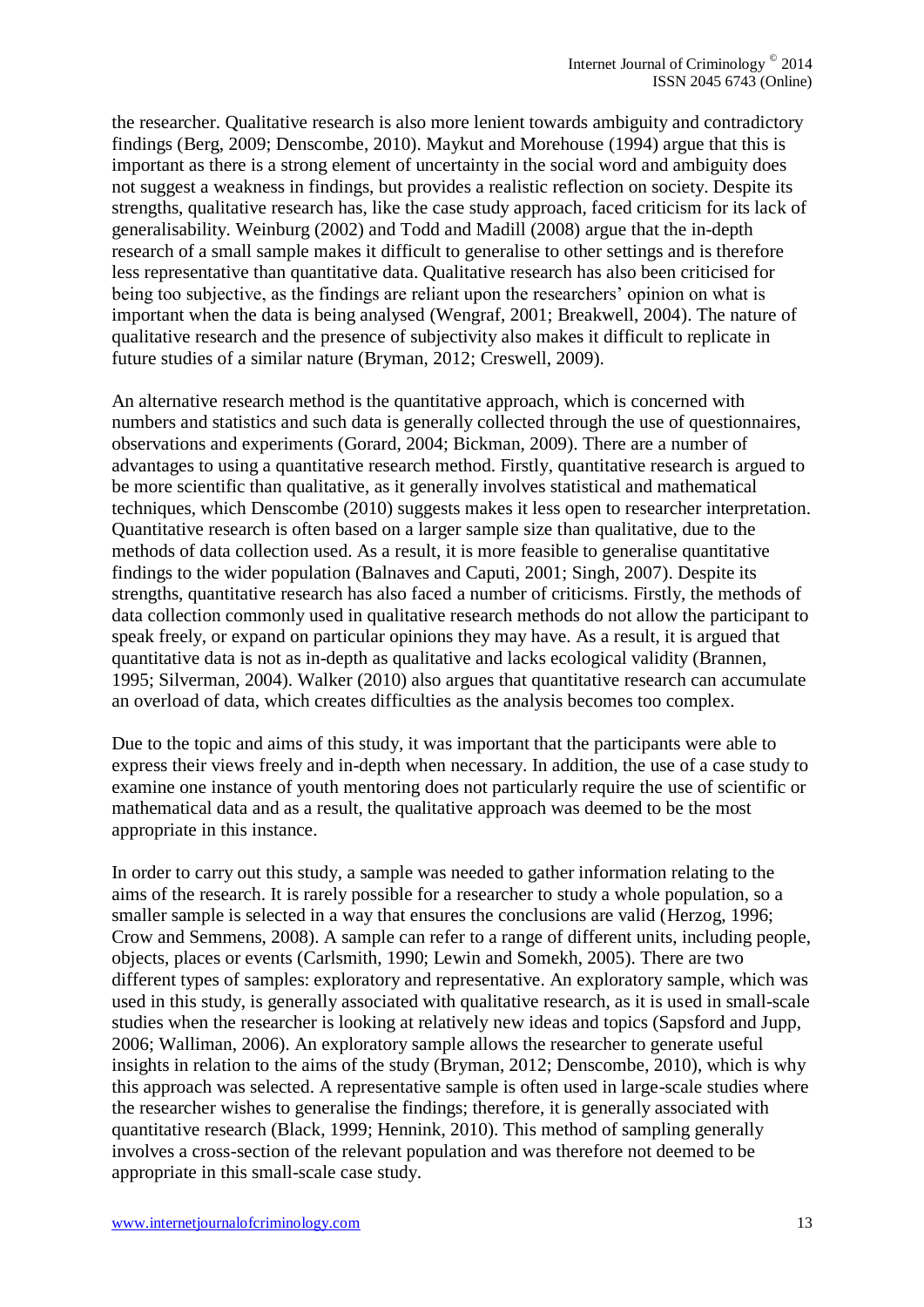the researcher. Qualitative research is also more lenient towards ambiguity and contradictory findings (Berg, 2009; Denscombe, 2010). Maykut and Morehouse (1994) argue that this is important as there is a strong element of uncertainty in the social word and ambiguity does not suggest a weakness in findings, but provides a realistic reflection on society. Despite its strengths, qualitative research has, like the case study approach, faced criticism for its lack of generalisability. Weinburg (2002) and Todd and Madill (2008) argue that the in-depth research of a small sample makes it difficult to generalise to other settings and is therefore less representative than quantitative data. Qualitative research has also been criticised for being too subjective, as the findings are reliant upon the researchers' opinion on what is important when the data is being analysed (Wengraf, 2001; Breakwell, 2004). The nature of qualitative research and the presence of subjectivity also makes it difficult to replicate in future studies of a similar nature (Bryman, 2012; Creswell, 2009).

An alternative research method is the quantitative approach, which is concerned with numbers and statistics and such data is generally collected through the use of questionnaires, observations and experiments (Gorard, 2004; Bickman, 2009). There are a number of advantages to using a quantitative research method. Firstly, quantitative research is argued to be more scientific than qualitative, as it generally involves statistical and mathematical techniques, which Denscombe (2010) suggests makes it less open to researcher interpretation. Quantitative research is often based on a larger sample size than qualitative, due to the methods of data collection used. As a result, it is more feasible to generalise quantitative findings to the wider population (Balnaves and Caputi, 2001; Singh, 2007). Despite its strengths, quantitative research has also faced a number of criticisms. Firstly, the methods of data collection commonly used in qualitative research methods do not allow the participant to speak freely, or expand on particular opinions they may have. As a result, it is argued that quantitative data is not as in-depth as qualitative and lacks ecological validity (Brannen, 1995; Silverman, 2004). Walker (2010) also argues that quantitative research can accumulate an overload of data, which creates difficulties as the analysis becomes too complex.

Due to the topic and aims of this study, it was important that the participants were able to express their views freely and in-depth when necessary. In addition, the use of a case study to examine one instance of youth mentoring does not particularly require the use of scientific or mathematical data and as a result, the qualitative approach was deemed to be the most appropriate in this instance.

In order to carry out this study, a sample was needed to gather information relating to the aims of the research. It is rarely possible for a researcher to study a whole population, so a smaller sample is selected in a way that ensures the conclusions are valid (Herzog, 1996; Crow and Semmens, 2008). A sample can refer to a range of different units, including people, objects, places or events (Carlsmith, 1990; Lewin and Somekh, 2005). There are two different types of samples: exploratory and representative. An exploratory sample, which was used in this study, is generally associated with qualitative research, as it is used in small-scale studies when the researcher is looking at relatively new ideas and topics (Sapsford and Jupp, 2006; Walliman, 2006). An exploratory sample allows the researcher to generate useful insights in relation to the aims of the study (Bryman, 2012; Denscombe, 2010), which is why this approach was selected. A representative sample is often used in large-scale studies where the researcher wishes to generalise the findings; therefore, it is generally associated with quantitative research (Black, 1999; Hennink, 2010). This method of sampling generally involves a cross-section of the relevant population and was therefore not deemed to be appropriate in this small-scale case study.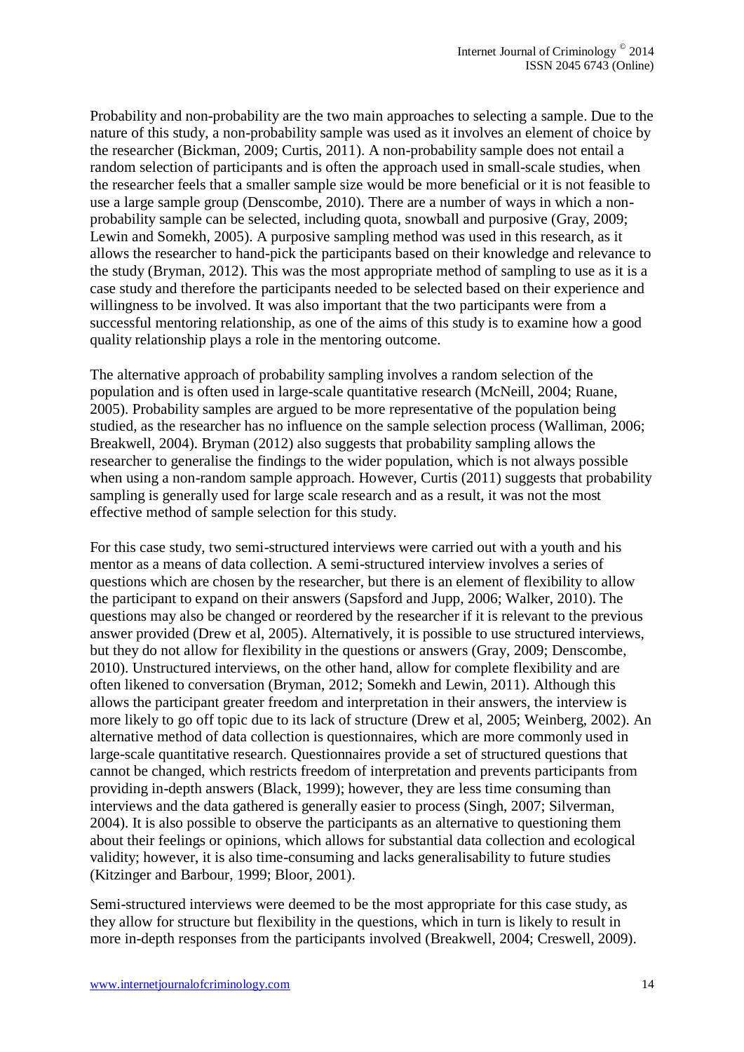Probability and non-probability are the two main approaches to selecting a sample. Due to the nature of this study, a non-probability sample was used as it involves an element of choice by the researcher (Bickman, 2009; Curtis, 2011). A non-probability sample does not entail a random selection of participants and is often the approach used in small-scale studies, when the researcher feels that a smaller sample size would be more beneficial or it is not feasible to use a large sample group (Denscombe, 2010). There are a number of ways in which a non-probability sample can be selected, including quota, snowball and purposive (Gray, 2009; Lewin and Somekh, 2005). A purposive sampling method was used in this research, as it allows the researcher to hand-pick the participants based on their knowledge and relevance to the study (Bryman, 2012). This was the most appropriate method of sampling to use as it is a case study and therefore the participants needed to be selected based on their experience and willingness to be involved. It was also important that the two participants were from a successful mentoring relationship, as one of the aims of this study is to examine how a good quality relationship plays a role in the mentoring outcome.

The alternative approach of probability sampling involves a random selection of the population and is often used in large-scale quantitative research (McNeill, 2004; Ruane, 2005). Probability samples are argued to be more representative of the population being studied, as the researcher has no influence on the sample selection process (Walliman, 2006; Breakwell, 2004). Bryman (2012) also suggests that probability sampling allows the researcher to generalise the findings to the wider population, which is not always possible when using a non-random sample approach. However, Curtis (2011) suggests that probability sampling is generally used for large scale research and as a result, it was not the most effective method of sample selection for this study.

For this case study, two semi-structured interviews were carried out with a youth and his mentor as a means of data collection. A semi-structured interview involves a series of questions which are chosen by the researcher, but there is an element of flexibility to allow the participant to expand on their answers (Sapsford and Jupp, 2006; Walker, 2010). The questions may also be changed or reordered by the researcher if it is relevant to the previous answer provided (Drew et al, 2005). Alternatively, it is possible to use structured interviews, but they do not allow for flexibility in the questions or answers (Gray, 2009; Denscombe, 2010). Unstructured interviews, on the other hand, allow for complete flexibility and are often likened to conversation (Bryman, 2012; Somekh and Lewin, 2011). Although this allows the participant greater freedom and interpretation in their answers, the interview is more likely to go off topic due to its lack of structure (Drew et al, 2005; Weinberg, 2002). An alternative method of data collection is questionnaires, which are more commonly used in large-scale quantitative research. Questionnaires provide a set of structured questions that cannot be changed, which restricts freedom of interpretation and prevents participants from providing in-depth answers (Black, 1999); however, they are less time consuming than interviews and the data gathered is generally easier to process (Singh, 2007; Silverman, 2004). It is also possible to observe the participants as an alternative to questioning them about their feelings or opinions, which allows for substantial data collection and ecological validity; however, it is also time-consuming and lacks generalisability to future studies (Kitzinger and Barbour, 1999; Bloor, 2001).

Semi-structured interviews were deemed to be the most appropriate for this case study, as they allow for structure but flexibility in the questions, which in turn is likely to result in more in-depth responses from the participants involved (Breakwell, 2004; Creswell, 2009).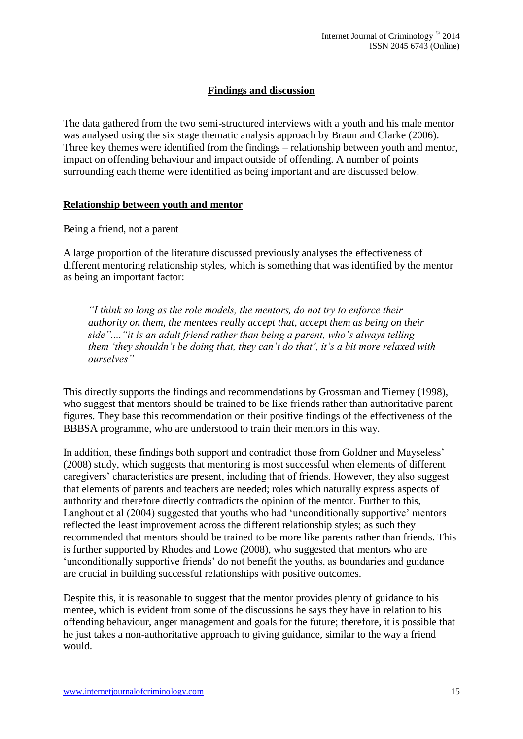## Findings and discussion

The data gathered from the two semi-structured interviews with a youth and his male mentor was analysed using the six stage thematic analysis approach by Braun and Clarke (2006). Three key themes were identified from the findings – relationship between youth and mentor, impact on offending behaviour and impact outside of offending. A number of points surrounding each theme were identified as being important and are discussed below.

### Relationship between youth and mentor

#### Being a friend, not a parent

A large proportion of the literature discussed previously analyses the effectiveness of different mentoring relationship styles, which is something that was identified by the mentor as being an important factor:

> *"I think so long as the role models, the mentors, do not try to enforce their authority on them, the mentees really accept that, accept them as being on their side"...."it is an adult friend rather than being a parent, who's always telling them 'they shouldn't be doing that, they can't do that', it's a bit more relaxed with ourselves"*

This directly supports the findings and recommendations by Grossman and Tierney (1998), who suggest that mentors should be trained to be like friends rather than authoritative parent figures. They base this recommendation on their positive findings of the effectiveness of the BBBSA programme, who are understood to train their mentors in this way.

In addition, these findings both support and contradict those from Goldner and Mayseless' (2008) study, which suggests that mentoring is most successful when elements of different caregivers' characteristics are present, including that of friends. However, they also suggest that elements of parents and teachers are needed; roles which naturally express aspects of authority and therefore directly contradicts the opinion of the mentor. Further to this, Langhout et al (2004) suggested that youths who had 'unconditionally supportive' mentors reflected the least improvement across the different relationship styles; as such they recommended that mentors should be trained to be more like parents rather than friends. This is further supported by Rhodes and Lowe (2008), who suggested that mentors who are 'unconditionally supportive friends' do not benefit the youths, as boundaries and guidance are crucial in building successful relationships with positive outcomes.

Despite this, it is reasonable to suggest that the mentor provides plenty of guidance to his mentee, which is evident from some of the discussions he says they have in relation to his offending behaviour, anger management and goals for the future; therefore, it is possible that he just takes a non-authoritative approach to giving guidance, similar to the way a friend would.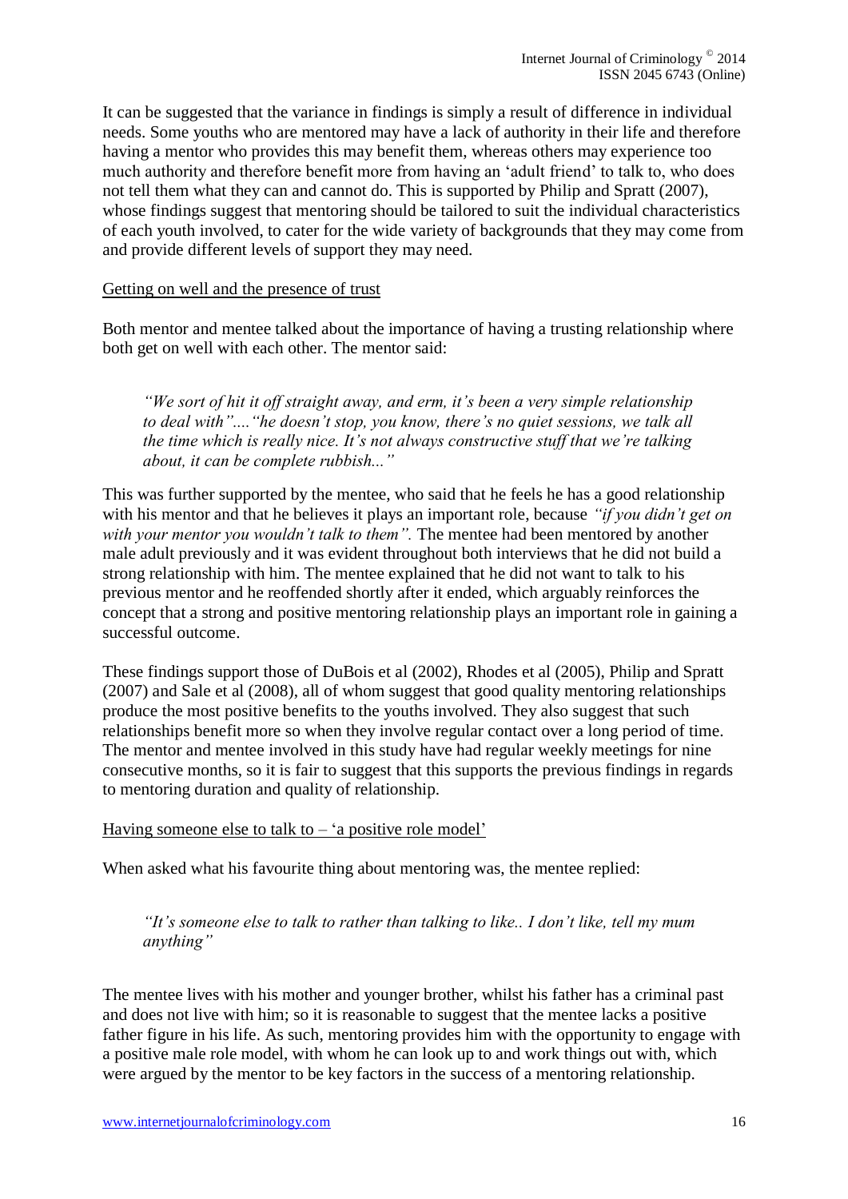It can be suggested that the variance in findings is simply a result of difference in individual needs. Some youths who are mentored may have a lack of authority in their life and therefore having a mentor who provides this may benefit them, whereas others may experience too much authority and therefore benefit more from having an 'adult friend' to talk to, who does not tell them what they can and cannot do. This is supported by Philip and Spratt (2007), whose findings suggest that mentoring should be tailored to suit the individual characteristics of each youth involved, to cater for the wide variety of backgrounds that they may come from and provide different levels of support they may need.

<u>Getting on well and the presence of trust</u>

Both mentor and mentee talked about the importance of having a trusting relationship where both get on well with each other. The mentor said:

> *"We sort of hit it off straight away, and erm, it's been a very simple relationship to deal with"...."he doesn't stop, you know, there's no quiet sessions, we talk all the time which is really nice. It's not always constructive stuff that we're talking about, it can be complete rubbish..."*

This was further supported by the mentee, who said that he feels he has a good relationship with his mentor and that he believes it plays an important role, because *"if you didn't get on with your mentor you wouldn't talk to them".* The mentee had been mentored by another male adult previously and it was evident throughout both interviews that he did not build a strong relationship with him. The mentee explained that he did not want to talk to his previous mentor and he reoffended shortly after it ended, which arguably reinforces the concept that a strong and positive mentoring relationship plays an important role in gaining a successful outcome.

These findings support those of DuBois et al (2002), Rhodes et al (2005), Philip and Spratt (2007) and Sale et al (2008), all of whom suggest that good quality mentoring relationships produce the most positive benefits to the youths involved. They also suggest that such relationships benefit more so when they involve regular contact over a long period of time. The mentor and mentee involved in this study have had regular weekly meetings for nine consecutive months, so it is fair to suggest that this supports the previous findings in regards to mentoring duration and quality of relationship.

<u>Having someone else to talk to – 'a positive role model'</u>

When asked what his favourite thing about mentoring was, the mentee replied:

> *"It's someone else to talk to rather than talking to like.. I don't like, tell my mum anything"*

The mentee lives with his mother and younger brother, whilst his father has a criminal past and does not live with him; so it is reasonable to suggest that the mentee lacks a positive father figure in his life. As such, mentoring provides him with the opportunity to engage with a positive male role model, with whom he can look up to and work things out with, which were argued by the mentor to be key factors in the success of a mentoring relationship.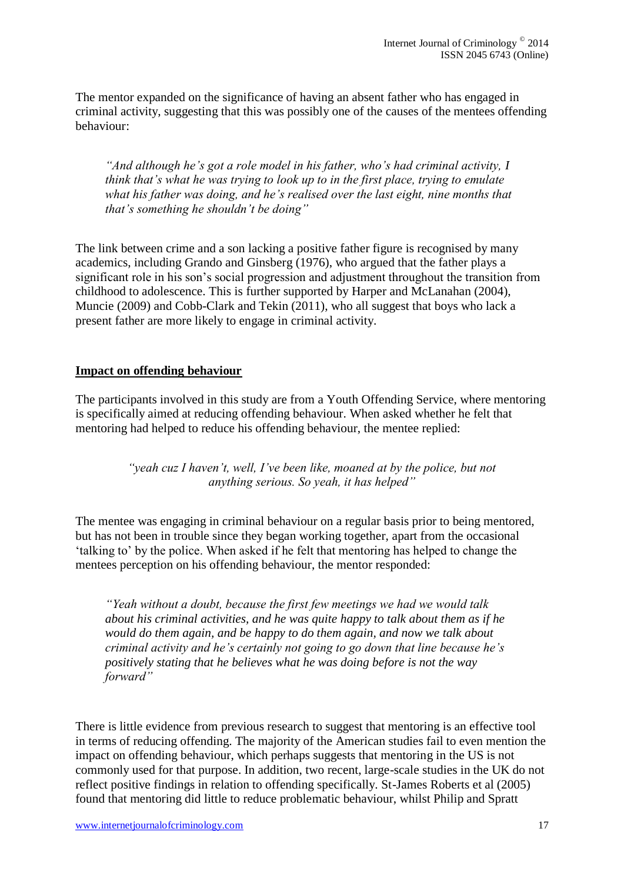The mentor expanded on the significance of having an absent father who has engaged in criminal activity, suggesting that this was possibly one of the causes of the mentees offending behaviour:

> *"And although he's got a role model in his father, who's had criminal activity, I think that's what he was trying to look up to in the first place, trying to emulate what his father was doing, and he's realised over the last eight, nine months that that's something he shouldn't be doing"*

The link between crime and a son lacking a positive father figure is recognised by many academics, including Grando and Ginsberg (1976), who argued that the father plays a significant role in his son's social progression and adjustment throughout the transition from childhood to adolescence. This is further supported by Harper and McLanahan (2004), Muncie (2009) and Cobb-Clark and Tekin (2011), who all suggest that boys who lack a present father are more likely to engage in criminal activity.

## Impact on offending behaviour

The participants involved in this study are from a Youth Offending Service, where mentoring is specifically aimed at reducing offending behaviour. When asked whether he felt that mentoring had helped to reduce his offending behaviour, the mentee replied:

> *"yeah cuz I haven't, well, I've been like, moaned at by the police, but not anything serious. So yeah, it has helped"*

The mentee was engaging in criminal behaviour on a regular basis prior to being mentored, but has not been in trouble since they began working together, apart from the occasional 'talking to' by the police. When asked if he felt that mentoring has helped to change the mentees perception on his offending behaviour, the mentor responded:

> *"Yeah without a doubt, because the first few meetings we had we would talk about his criminal activities, and he was quite happy to talk about them as if he would do them again, and be happy to do them again, and now we talk about criminal activity and he's certainly not going to go down that line because he's positively stating that he believes what he was doing before is not the way forward"*

There is little evidence from previous research to suggest that mentoring is an effective tool in terms of reducing offending. The majority of the American studies fail to even mention the impact on offending behaviour, which perhaps suggests that mentoring in the US is not commonly used for that purpose. In addition, two recent, large-scale studies in the UK do not reflect positive findings in relation to offending specifically. St-James Roberts et al (2005) found that mentoring did little to reduce problematic behaviour, whilst Philip and Spratt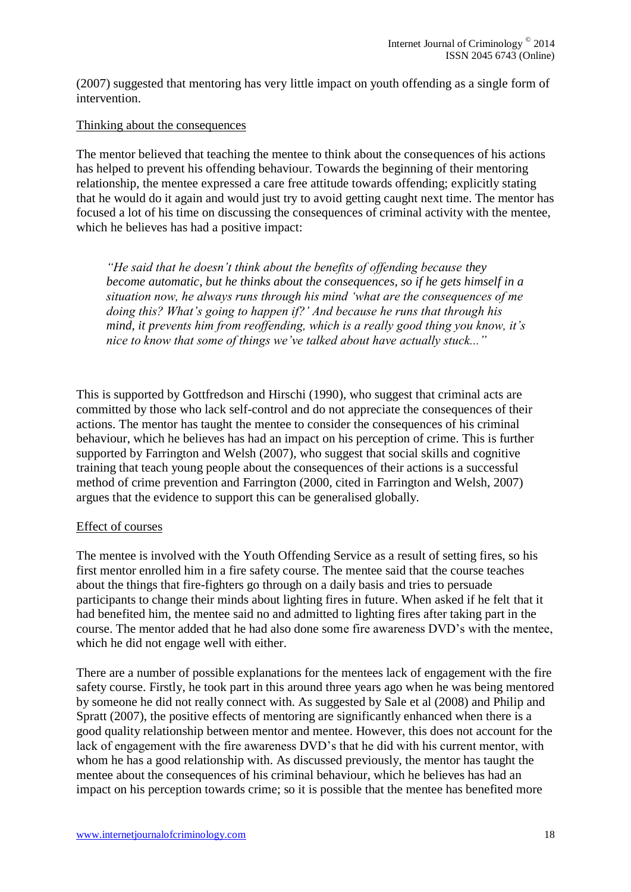(2007) suggested that mentoring has very little impact on youth offending as a single form of intervention.

Thinking about the consequences

The mentor believed that teaching the mentee to think about the consequences of his actions has helped to prevent his offending behaviour. Towards the beginning of their mentoring relationship, the mentee expressed a care free attitude towards offending; explicitly stating that he would do it again and would just try to avoid getting caught next time. The mentor has focused a lot of his time on discussing the consequences of criminal activity with the mentee, which he believes has had a positive impact:

> *"He said that he doesn't think about the benefits of offending because they become automatic, but he thinks about the consequences, so if he gets himself in a situation now, he always runs through his mind 'what are the consequences of me doing this? What's going to happen if?' And because he runs that through his mind, it prevents him from reoffending, which is a really good thing you know, it's nice to know that some of things we've talked about have actually stuck..."*

This is supported by Gottfredson and Hirschi (1990), who suggest that criminal acts are committed by those who lack self-control and do not appreciate the consequences of their actions. The mentor has taught the mentee to consider the consequences of his criminal behaviour, which he believes has had an impact on his perception of crime. This is further supported by Farrington and Welsh (2007), who suggest that social skills and cognitive training that teach young people about the consequences of their actions is a successful method of crime prevention and Farrington (2000, cited in Farrington and Welsh, 2007) argues that the evidence to support this can be generalised globally.

Effect of courses

The mentee is involved with the Youth Offending Service as a result of setting fires, so his first mentor enrolled him in a fire safety course. The mentee said that the course teaches about the things that fire-fighters go through on a daily basis and tries to persuade participants to change their minds about lighting fires in future. When asked if he felt that it had benefited him, the mentee said no and admitted to lighting fires after taking part in the course. The mentor added that he had also done some fire awareness DVD's with the mentee, which he did not engage well with either.

There are a number of possible explanations for the mentees lack of engagement with the fire safety course. Firstly, he took part in this around three years ago when he was being mentored by someone he did not really connect with. As suggested by Sale et al (2008) and Philip and Spratt (2007), the positive effects of mentoring are significantly enhanced when there is a good quality relationship between mentor and mentee. However, this does not account for the lack of engagement with the fire awareness DVD's that he did with his current mentor, with whom he has a good relationship with. As discussed previously, the mentor has taught the mentee about the consequences of his criminal behaviour, which he believes has had an impact on his perception towards crime; so it is possible that the mentee has benefited more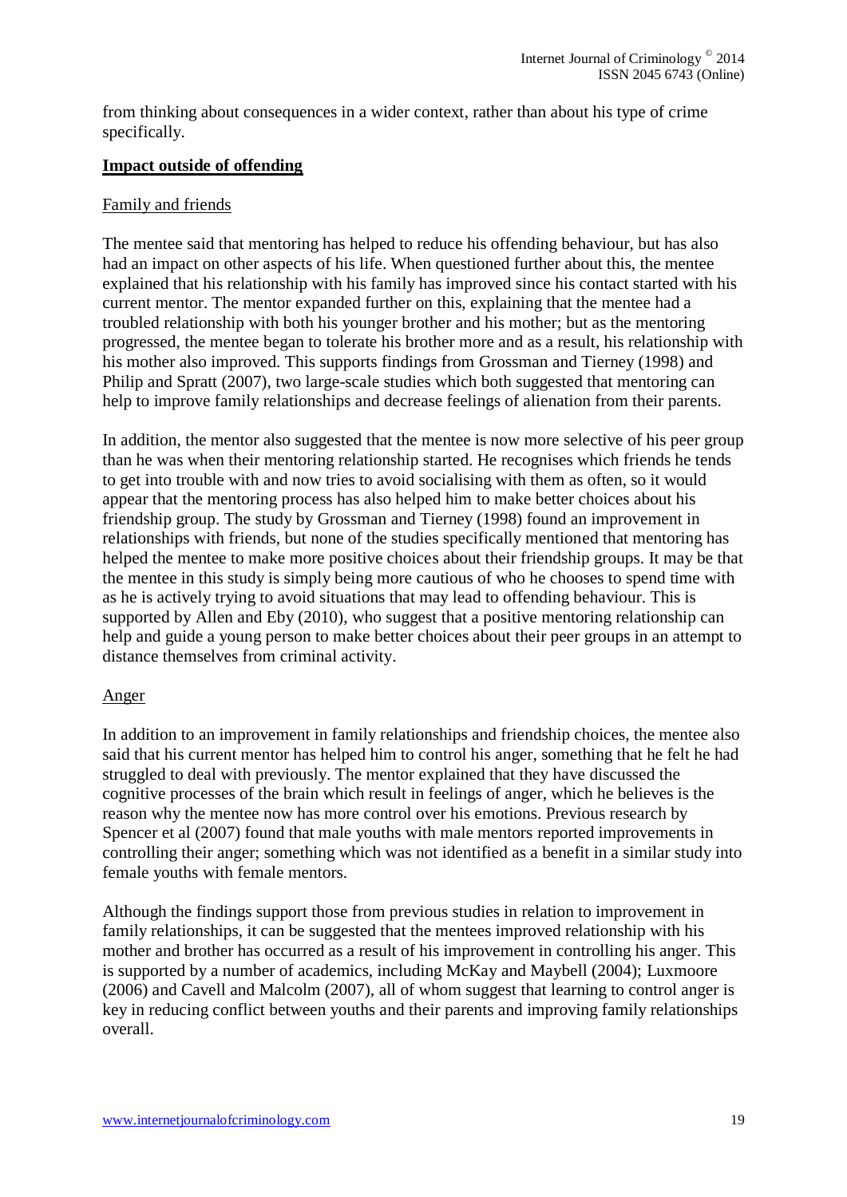from thinking about consequences in a wider context, rather than about his type of crime specifically.

## **Impact outside of offending**

### Family and friends

The mentee said that mentoring has helped to reduce his offending behaviour, but has also had an impact on other aspects of his life. When questioned further about this, the mentee explained that his relationship with his family has improved since his contact started with his current mentor. The mentor expanded further on this, explaining that the mentee had a troubled relationship with both his younger brother and his mother; but as the mentoring progressed, the mentee began to tolerate his brother more and as a result, his relationship with his mother also improved. This supports findings from Grossman and Tierney (1998) and Philip and Spratt (2007), two large-scale studies which both suggested that mentoring can help to improve family relationships and decrease feelings of alienation from their parents.

In addition, the mentor also suggested that the mentee is now more selective of his peer group than he was when their mentoring relationship started. He recognises which friends he tends to get into trouble with and now tries to avoid socialising with them as often, so it would appear that the mentoring process has also helped him to make better choices about his friendship group. The study by Grossman and Tierney (1998) found an improvement in relationships with friends, but none of the studies specifically mentioned that mentoring has helped the mentee to make more positive choices about their friendship groups. It may be that the mentee in this study is simply being more cautious of who he chooses to spend time with as he is actively trying to avoid situations that may lead to offending behaviour. This is supported by Allen and Eby (2010), who suggest that a positive mentoring relationship can help and guide a young person to make better choices about their peer groups in an attempt to distance themselves from criminal activity.

### Anger

In addition to an improvement in family relationships and friendship choices, the mentee also said that his current mentor has helped him to control his anger, something that he felt he had struggled to deal with previously. The mentor explained that they have discussed the cognitive processes of the brain which result in feelings of anger, which he believes is the reason why the mentee now has more control over his emotions. Previous research by Spencer et al (2007) found that male youths with male mentors reported improvements in controlling their anger; something which was not identified as a benefit in a similar study into female youths with female mentors.

Although the findings support those from previous studies in relation to improvement in family relationships, it can be suggested that the mentees improved relationship with his mother and brother has occurred as a result of his improvement in controlling his anger. This is supported by a number of academics, including McKay and Maybell (2004); Luxmoore (2006) and Cavell and Malcolm (2007), all of whom suggest that learning to control anger is key in reducing conflict between youths and their parents and improving family relationships overall.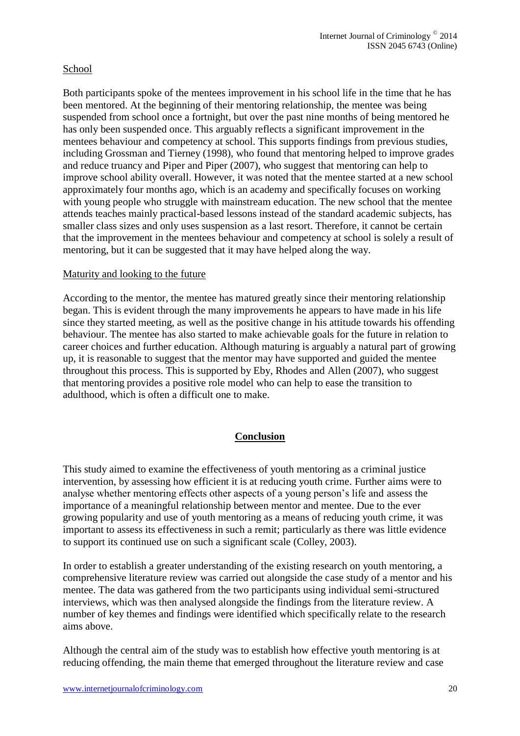<u>School</u>

Both participants spoke of the mentees improvement in his school life in the time that he has been mentored. At the beginning of their mentoring relationship, the mentee was being suspended from school once a fortnight, but over the past nine months of being mentored he has only been suspended once. This arguably reflects a significant improvement in the mentees behaviour and competency at school. This supports findings from previous studies, including Grossman and Tierney (1998), who found that mentoring helped to improve grades and reduce truancy and Piper and Piper (2007), who suggest that mentoring can help to improve school ability overall. However, it was noted that the mentee started at a new school approximately four months ago, which is an academy and specifically focuses on working with young people who struggle with mainstream education. The new school that the mentee attends teaches mainly practical-based lessons instead of the standard academic subjects, has smaller class sizes and only uses suspension as a last resort. Therefore, it cannot be certain that the improvement in the mentees behaviour and competency at school is solely a result of mentoring, but it can be suggested that it may have helped along the way.

<u>Maturity and looking to the future</u>

According to the mentor, the mentee has matured greatly since their mentoring relationship began. This is evident through the many improvements he appears to have made in his life since they started meeting, as well as the positive change in his attitude towards his offending behaviour. The mentee has also started to make achievable goals for the future in relation to career choices and further education. Although maturing is arguably a natural part of growing up, it is reasonable to suggest that the mentor may have supported and guided the mentee throughout this process. This is supported by Eby, Rhodes and Allen (2007), who suggest that mentoring provides a positive role model who can help to ease the transition to adulthood, which is often a difficult one to make.

## Conclusion

This study aimed to examine the effectiveness of youth mentoring as a criminal justice intervention, by assessing how efficient it is at reducing youth crime. Further aims were to analyse whether mentoring effects other aspects of a young person's life and assess the importance of a meaningful relationship between mentor and mentee. Due to the ever growing popularity and use of youth mentoring as a means of reducing youth crime, it was important to assess its effectiveness in such a remit; particularly as there was little evidence to support its continued use on such a significant scale (Colley, 2003).

In order to establish a greater understanding of the existing research on youth mentoring, a comprehensive literature review was carried out alongside the case study of a mentor and his mentee. The data was gathered from the two participants using individual semi-structured interviews, which was then analysed alongside the findings from the literature review. A number of key themes and findings were identified which specifically relate to the research aims above.

Although the central aim of the study was to establish how effective youth mentoring is at reducing offending, the main theme that emerged throughout the literature review and case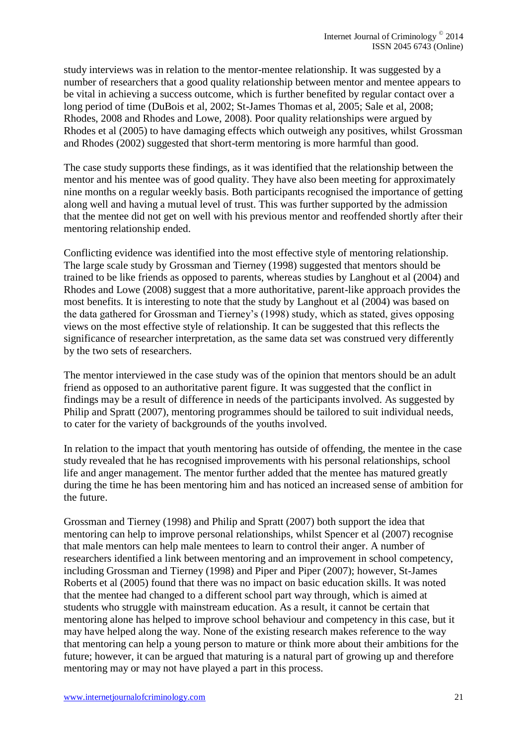study interviews was in relation to the mentor-mentee relationship. It was suggested by a number of researchers that a good quality relationship between mentor and mentee appears to be vital in achieving a success outcome, which is further benefited by regular contact over a long period of time (DuBois et al, 2002; St-James Thomas et al, 2005; Sale et al, 2008; Rhodes, 2008 and Rhodes and Lowe, 2008). Poor quality relationships were argued by Rhodes et al (2005) to have damaging effects which outweigh any positives, whilst Grossman and Rhodes (2002) suggested that short-term mentoring is more harmful than good.

The case study supports these findings, as it was identified that the relationship between the mentor and his mentee was of good quality. They have also been meeting for approximately nine months on a regular weekly basis. Both participants recognised the importance of getting along well and having a mutual level of trust. This was further supported by the admission that the mentee did not get on well with his previous mentor and reoffended shortly after their mentoring relationship ended.

Conflicting evidence was identified into the most effective style of mentoring relationship. The large scale study by Grossman and Tierney (1998) suggested that mentors should be trained to be like friends as opposed to parents, whereas studies by Langhout et al (2004) and Rhodes and Lowe (2008) suggest that a more authoritative, parent-like approach provides the most benefits. It is interesting to note that the study by Langhout et al (2004) was based on the data gathered for Grossman and Tierney's (1998) study, which as stated, gives opposing views on the most effective style of relationship. It can be suggested that this reflects the significance of researcher interpretation, as the same data set was construed very differently by the two sets of researchers.

The mentor interviewed in the case study was of the opinion that mentors should be an adult friend as opposed to an authoritative parent figure. It was suggested that the conflict in findings may be a result of difference in needs of the participants involved. As suggested by Philip and Spratt (2007), mentoring programmes should be tailored to suit individual needs, to cater for the variety of backgrounds of the youths involved.

In relation to the impact that youth mentoring has outside of offending, the mentee in the case study revealed that he has recognised improvements with his personal relationships, school life and anger management. The mentor further added that the mentee has matured greatly during the time he has been mentoring him and has noticed an increased sense of ambition for the future.

Grossman and Tierney (1998) and Philip and Spratt (2007) both support the idea that mentoring can help to improve personal relationships, whilst Spencer et al (2007) recognise that male mentors can help male mentees to learn to control their anger. A number of researchers identified a link between mentoring and an improvement in school competency, including Grossman and Tierney (1998) and Piper and Piper (2007); however, St-James Roberts et al (2005) found that there was no impact on basic education skills. It was noted that the mentee had changed to a different school part way through, which is aimed at students who struggle with mainstream education. As a result, it cannot be certain that mentoring alone has helped to improve school behaviour and competency in this case, but it may have helped along the way. None of the existing research makes reference to the way that mentoring can help a young person to mature or think more about their ambitions for the future; however, it can be argued that maturing is a natural part of growing up and therefore mentoring may or may not have played a part in this process.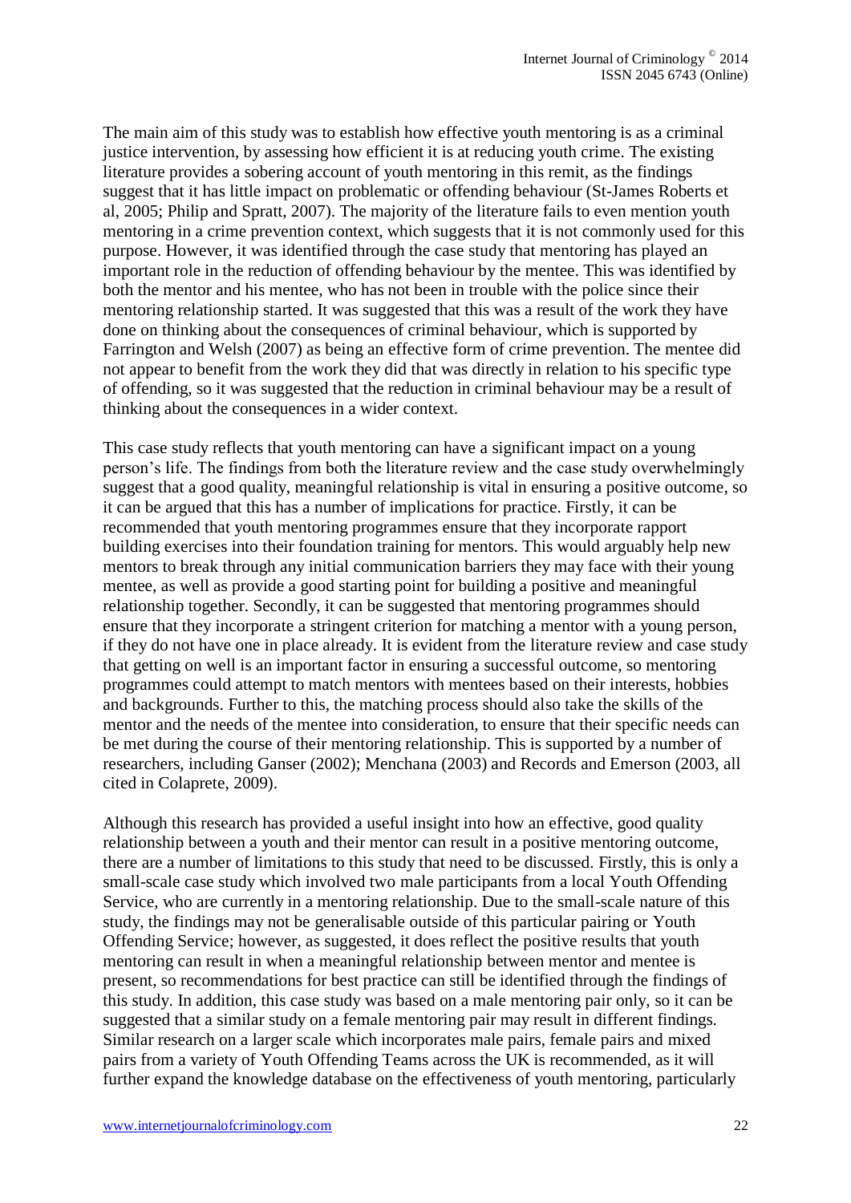The main aim of this study was to establish how effective youth mentoring is as a criminal justice intervention, by assessing how efficient it is at reducing youth crime. The existing literature provides a sobering account of youth mentoring in this remit, as the findings suggest that it has little impact on problematic or offending behaviour (St-James Roberts et al, 2005; Philip and Spratt, 2007). The majority of the literature fails to even mention youth mentoring in a crime prevention context, which suggests that it is not commonly used for this purpose. However, it was identified through the case study that mentoring has played an important role in the reduction of offending behaviour by the mentee. This was identified by both the mentor and his mentee, who has not been in trouble with the police since their mentoring relationship started. It was suggested that this was a result of the work they have done on thinking about the consequences of criminal behaviour, which is supported by Farrington and Welsh (2007) as being an effective form of crime prevention. The mentee did not appear to benefit from the work they did that was directly in relation to his specific type of offending, so it was suggested that the reduction in criminal behaviour may be a result of thinking about the consequences in a wider context.

This case study reflects that youth mentoring can have a significant impact on a young person's life. The findings from both the literature review and the case study overwhelmingly suggest that a good quality, meaningful relationship is vital in ensuring a positive outcome, so it can be argued that this has a number of implications for practice. Firstly, it can be recommended that youth mentoring programmes ensure that they incorporate rapport building exercises into their foundation training for mentors. This would arguably help new mentors to break through any initial communication barriers they may face with their young mentee, as well as provide a good starting point for building a positive and meaningful relationship together. Secondly, it can be suggested that mentoring programmes should ensure that they incorporate a stringent criterion for matching a mentor with a young person, if they do not have one in place already. It is evident from the literature review and case study that getting on well is an important factor in ensuring a successful outcome, so mentoring programmes could attempt to match mentors with mentees based on their interests, hobbies and backgrounds. Further to this, the matching process should also take the skills of the mentor and the needs of the mentee into consideration, to ensure that their specific needs can be met during the course of their mentoring relationship. This is supported by a number of researchers, including Ganser (2002); Menchana (2003) and Records and Emerson (2003, all cited in Colaprete, 2009).

Although this research has provided a useful insight into how an effective, good quality relationship between a youth and their mentor can result in a positive mentoring outcome, there are a number of limitations to this study that need to be discussed. Firstly, this is only a small-scale case study which involved two male participants from a local Youth Offending Service, who are currently in a mentoring relationship. Due to the small-scale nature of this study, the findings may not be generalisable outside of this particular pairing or Youth Offending Service; however, as suggested, it does reflect the positive results that youth mentoring can result in when a meaningful relationship between mentor and mentee is present, so recommendations for best practice can still be identified through the findings of this study. In addition, this case study was based on a male mentoring pair only, so it can be suggested that a similar study on a female mentoring pair may result in different findings. Similar research on a larger scale which incorporates male pairs, female pairs and mixed pairs from a variety of Youth Offending Teams across the UK is recommended, as it will further expand the knowledge database on the effectiveness of youth mentoring, particularly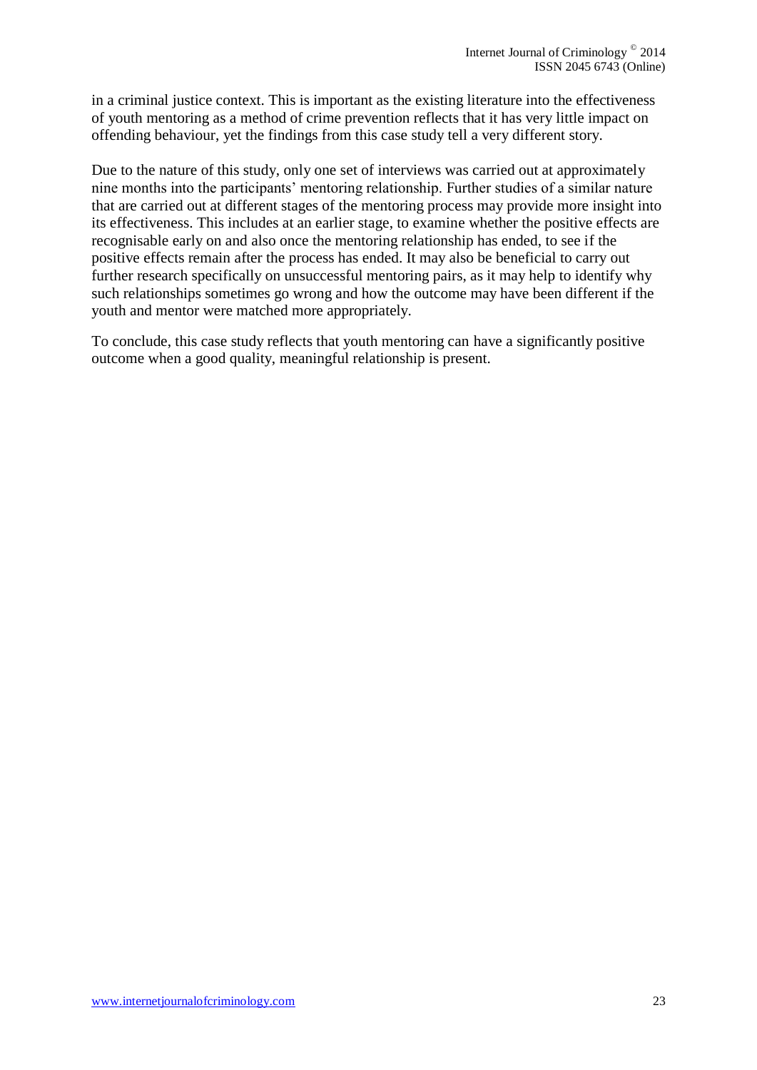in a criminal justice context. This is important as the existing literature into the effectiveness of youth mentoring as a method of crime prevention reflects that it has very little impact on offending behaviour, yet the findings from this case study tell a very different story.

Due to the nature of this study, only one set of interviews was carried out at approximately nine months into the participants' mentoring relationship. Further studies of a similar nature that are carried out at different stages of the mentoring process may provide more insight into its effectiveness. This includes at an earlier stage, to examine whether the positive effects are recognisable early on and also once the mentoring relationship has ended, to see if the positive effects remain after the process has ended. It may also be beneficial to carry out further research specifically on unsuccessful mentoring pairs, as it may help to identify why such relationships sometimes go wrong and how the outcome may have been different if the youth and mentor were matched more appropriately.

To conclude, this case study reflects that youth mentoring can have a significantly positive outcome when a good quality, meaningful relationship is present.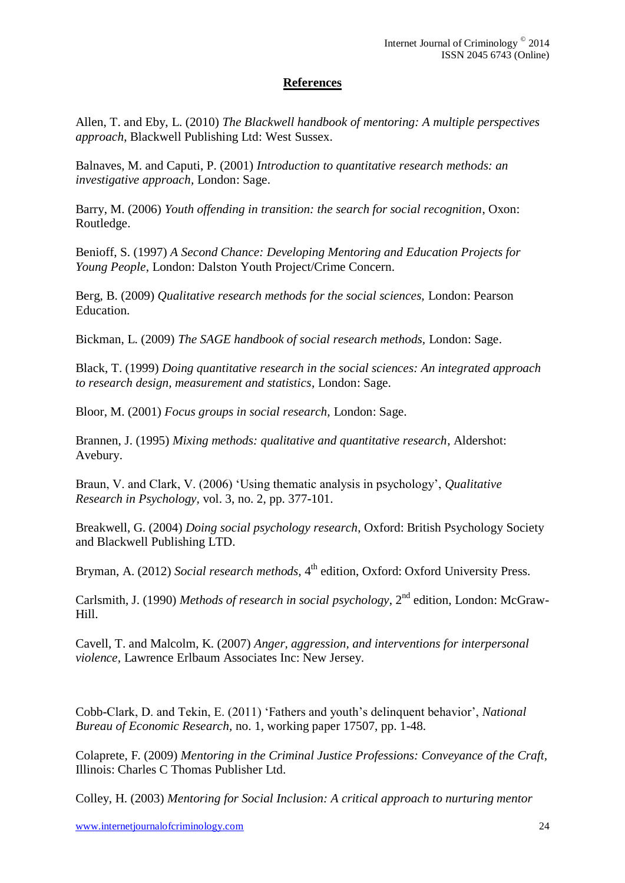## References

Allen, T. and Eby, L. (2010) *The Blackwell handbook of mentoring: A multiple perspectives approach*, Blackwell Publishing Ltd: West Sussex.

Balnaves, M. and Caputi, P. (2001) *Introduction to quantitative research methods: an investigative approach,* London: Sage.

Barry, M. (2006) *Youth offending in transition: the search for social recognition*, Oxon: Routledge.

Benioff, S. (1997) *A Second Chance: Developing Mentoring and Education Projects for Young People*, London: Dalston Youth Project/Crime Concern.

Berg, B. (2009) *Qualitative research methods for the social sciences,* London: Pearson Education.

Bickman, L. (2009) *The SAGE handbook of social research methods,* London: Sage.

Black, T. (1999) *Doing quantitative research in the social sciences: An integrated approach to research design, measurement and statistics*, London: Sage.

Bloor, M. (2001) *Focus groups in social research,* London: Sage.

Brannen, J. (1995) *Mixing methods: qualitative and quantitative research*, Aldershot: Avebury.

Braun, V. and Clark, V. (2006) 'Using thematic analysis in psychology', *Qualitative Research in Psychology,* vol. 3, no. 2, pp. 377-101.

Breakwell, G. (2004) *Doing social psychology research*, Oxford: British Psychology Society and Blackwell Publishing LTD.

Bryman, A. (2012) *Social research methods*, 4th edition, Oxford: Oxford University Press.

Carlsmith, J. (1990) *Methods of research in social psychology*, 2nd edition, London: McGraw-Hill.

Cavell, T. and Malcolm, K. (2007) *Anger, aggression, and interventions for interpersonal violence,* Lawrence Erlbaum Associates Inc: New Jersey.

Cobb-Clark, D. and Tekin, E. (2011) 'Fathers and youth's delinquent behavior', *National Bureau of Economic Research,* no. 1, working paper 17507, pp. 1-48.

Colaprete, F. (2009) *Mentoring in the Criminal Justice Professions: Conveyance of the Craft,* Illinois: Charles C Thomas Publisher Ltd.

Colley, H. (2003) *Mentoring for Social Inclusion: A critical approach to nurturing mentor*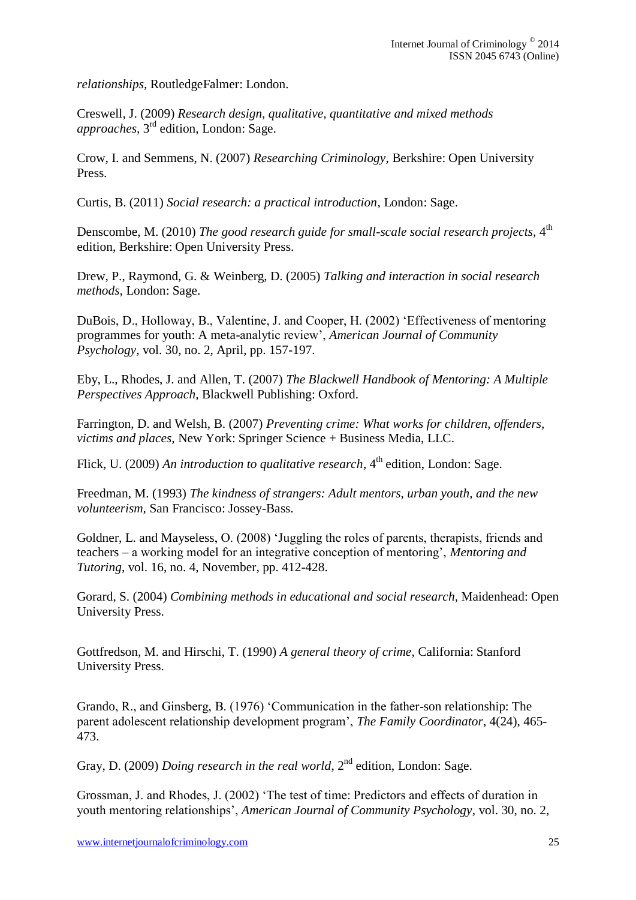*relationships,* RoutledgeFalmer: London.

Creswell, J. (2009) *Research design, qualitative, quantitative and mixed methods approaches,* 3rd edition, London: Sage.

Crow, I. and Semmens, N. (2007) *Researching Criminology,* Berkshire: Open University Press.

Curtis, B. (2011) *Social research: a practical introduction*, London: Sage.

Denscombe, M. (2010) *The good research guide for small-scale social research projects,* 4th edition, Berkshire: Open University Press.

Drew, P., Raymond, G. & Weinberg, D. (2005) *Talking and interaction in social research methods,* London: Sage.

DuBois, D., Holloway, B., Valentine, J. and Cooper, H. (2002) 'Effectiveness of mentoring programmes for youth: A meta-analytic review', *American Journal of Community Psychology,* vol. 30, no. 2, April, pp. 157-197.

Eby, L., Rhodes, J. and Allen, T. (2007) *The Blackwell Handbook of Mentoring: A Multiple Perspectives Approach,* Blackwell Publishing: Oxford.

Farrington, D. and Welsh, B. (2007) *Preventing crime: What works for children, offenders, victims and places,* New York: Springer Science + Business Media, LLC.

Flick, U. (2009) *An introduction to qualitative research*, 4th edition, London: Sage.

Freedman, M. (1993) *The kindness of strangers: Adult mentors, urban youth, and the new volunteerism,* San Francisco: Jossey-Bass.

Goldner, L. and Mayseless, O. (2008) 'Juggling the roles of parents, therapists, friends and teachers – a working model for an integrative conception of mentoring', *Mentoring and Tutoring,* vol. 16, no. 4, November, pp. 412-428.

Gorard, S. (2004) *Combining methods in educational and social research,* Maidenhead: Open University Press.

Gottfredson, M. and Hirschi, T. (1990) *A general theory of crime,* California: Stanford University Press.

Grando, R., and Ginsberg, B. (1976) 'Communication in the father-son relationship: The parent adolescent relationship development program', *The Family Coordinator*, 4(24), 465-473.

Gray, D. (2009) *Doing research in the real world,* 2nd edition, London: Sage.

Grossman, J. and Rhodes, J. (2002) 'The test of time: Predictors and effects of duration in youth mentoring relationships', *American Journal of Community Psychology,* vol. 30, no. 2,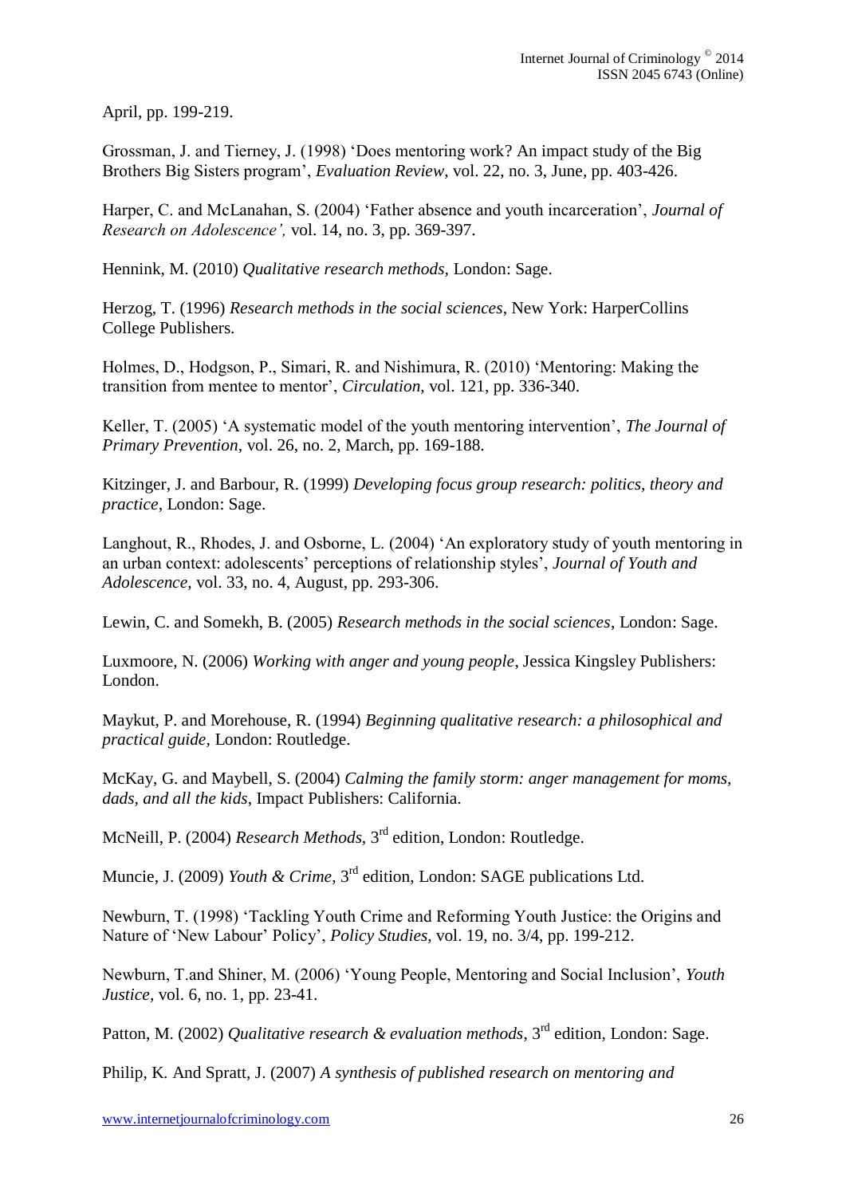April, pp. 199-219.

Grossman, J. and Tierney, J. (1998) 'Does mentoring work? An impact study of the Big Brothers Big Sisters program', *Evaluation Review,* vol. 22, no. 3, June, pp. 403-426.

Harper, C. and McLanahan, S. (2004) 'Father absence and youth incarceration', *Journal of Research on Adolescence',* vol. 14, no. 3, pp. 369-397.

Hennink, M. (2010) *Qualitative research methods,* London: Sage.

Herzog, T. (1996) *Research methods in the social sciences*, New York: HarperCollins College Publishers.

Holmes, D., Hodgson, P., Simari, R. and Nishimura, R. (2010) 'Mentoring: Making the transition from mentee to mentor', *Circulation,* vol. 121, pp. 336-340.

Keller, T. (2005) 'A systematic model of the youth mentoring intervention', *The Journal of Primary Prevention,* vol. 26, no. 2, March, pp. 169-188.

Kitzinger, J. and Barbour, R. (1999) *Developing focus group research: politics, theory and practice,* London: Sage.

Langhout, R., Rhodes, J. and Osborne, L. (2004) 'An exploratory study of youth mentoring in an urban context: adolescents' perceptions of relationship styles', *Journal of Youth and Adolescence,* vol. 33, no. 4, August, pp. 293-306.

Lewin, C. and Somekh, B. (2005) *Research methods in the social sciences*, London: Sage.

Luxmoore, N. (2006) *Working with anger and young people*, Jessica Kingsley Publishers: London.

Maykut, P. and Morehouse, R. (1994) *Beginning qualitative research: a philosophical and practical guide,* London: Routledge.

McKay, G. and Maybell, S. (2004) *Calming the family storm: anger management for moms, dads, and all the kids*, Impact Publishers: California.

McNeill, P. (2004) *Research Methods,* 3rd edition, London: Routledge.

Muncie, J. (2009) *Youth & Crime*, 3rd edition, London: SAGE publications Ltd.

Newburn, T. (1998) 'Tackling Youth Crime and Reforming Youth Justice: the Origins and Nature of 'New Labour' Policy', *Policy Studies,* vol. 19, no. 3/4, pp. 199-212.

Newburn, T.and Shiner, M. (2006) 'Young People, Mentoring and Social Inclusion', *Youth Justice,* vol. 6, no. 1, pp. 23-41.

Patton, M. (2002) *Qualitative research & evaluation methods*, 3rd edition, London: Sage.

Philip, K. And Spratt, J. (2007) *A synthesis of published research on mentoring and*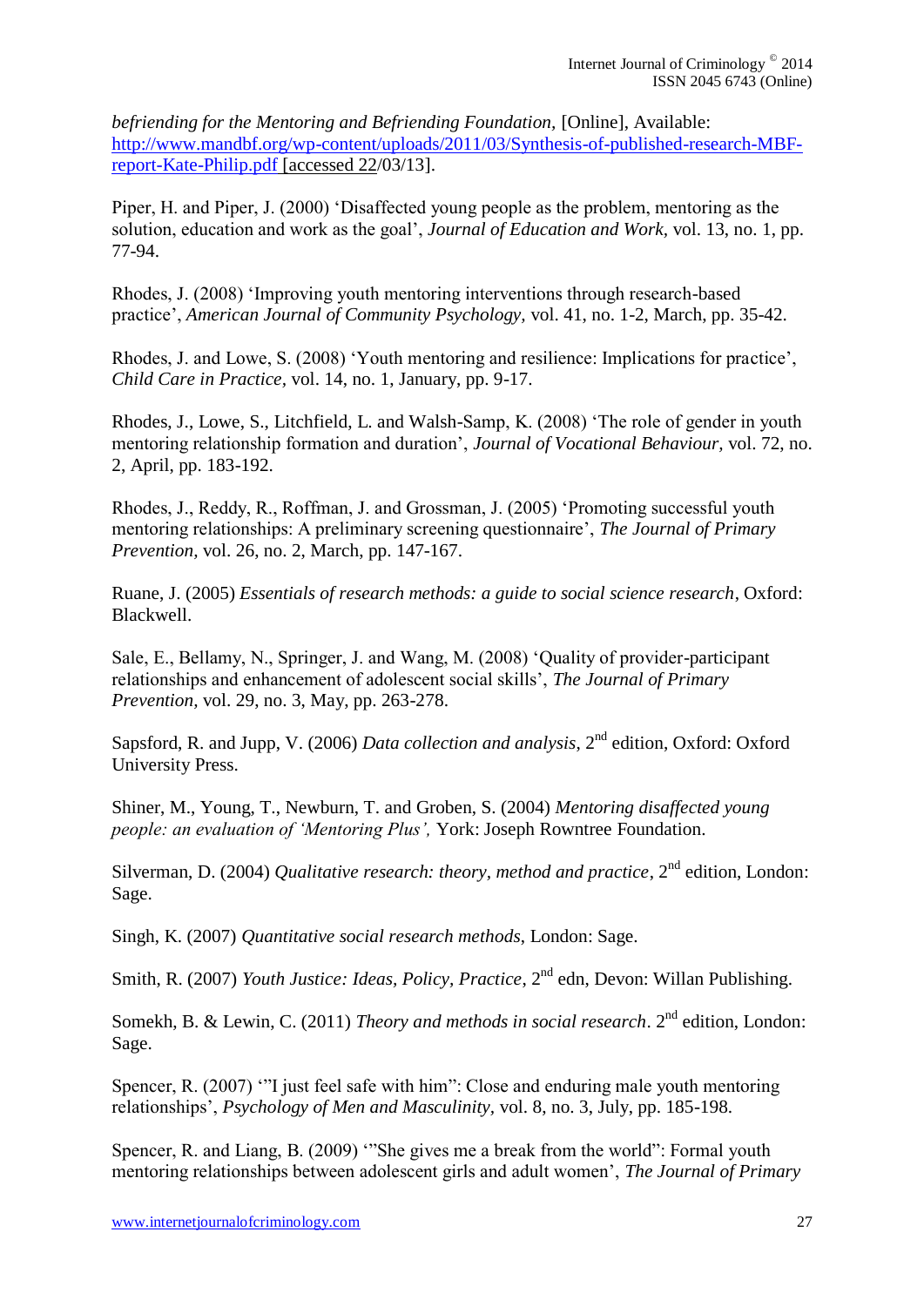*befriending for the Mentoring and Befriending Foundation,* [Online], Available: http://www.mandbf.org/wp-content/uploads/2011/03/Synthesis-of-published-research-MBF-report-Kate-Philip.pdf [accessed 22/03/13].

Piper, H. and Piper, J. (2000) 'Disaffected young people as the problem, mentoring as the solution, education and work as the goal', *Journal of Education and Work,* vol. 13, no. 1, pp. 77-94.

Rhodes, J. (2008) 'Improving youth mentoring interventions through research-based practice', *American Journal of Community Psychology,* vol. 41, no. 1-2, March, pp. 35-42.

Rhodes, J. and Lowe, S. (2008) 'Youth mentoring and resilience: Implications for practice', *Child Care in Practice,* vol. 14, no. 1, January, pp. 9-17.

Rhodes, J., Lowe, S., Litchfield, L. and Walsh-Samp, K. (2008) 'The role of gender in youth mentoring relationship formation and duration', *Journal of Vocational Behaviour,* vol. 72, no. 2, April, pp. 183-192.

Rhodes, J., Reddy, R., Roffman, J. and Grossman, J. (2005) 'Promoting successful youth mentoring relationships: A preliminary screening questionnaire', *The Journal of Primary Prevention,* vol. 26, no. 2, March, pp. 147-167.

Ruane, J. (2005) *Essentials of research methods: a guide to social science research*, Oxford: Blackwell.

Sale, E., Bellamy, N., Springer, J. and Wang, M. (2008) 'Quality of provider-participant relationships and enhancement of adolescent social skills', *The Journal of Primary Prevention,* vol. 29, no. 3, May, pp. 263-278.

Sapsford, R. and Jupp, V. (2006) *Data collection and analysis*, 2nd edition, Oxford: Oxford University Press.

Shiner, M., Young, T., Newburn, T. and Groben, S. (2004) *Mentoring disaffected young people: an evaluation of 'Mentoring Plus',* York: Joseph Rowntree Foundation.

Silverman, D. (2004) *Qualitative research: theory, method and practice*, 2nd edition, London: Sage.

Singh, K. (2007) *Quantitative social research methods*, London: Sage.

Smith, R. (2007) *Youth Justice: Ideas, Policy, Practice*, 2nd edn, Devon: Willan Publishing.

Somekh, B. & Lewin, C. (2011) *Theory and methods in social research*. 2nd edition, London: Sage.

Spencer, R. (2007) '"I just feel safe with him": Close and enduring male youth mentoring relationships', *Psychology of Men and Masculinity,* vol. 8, no. 3, July, pp. 185-198.

Spencer, R. and Liang, B. (2009) '"She gives me a break from the world": Formal youth mentoring relationships between adolescent girls and adult women', *The Journal of Primary*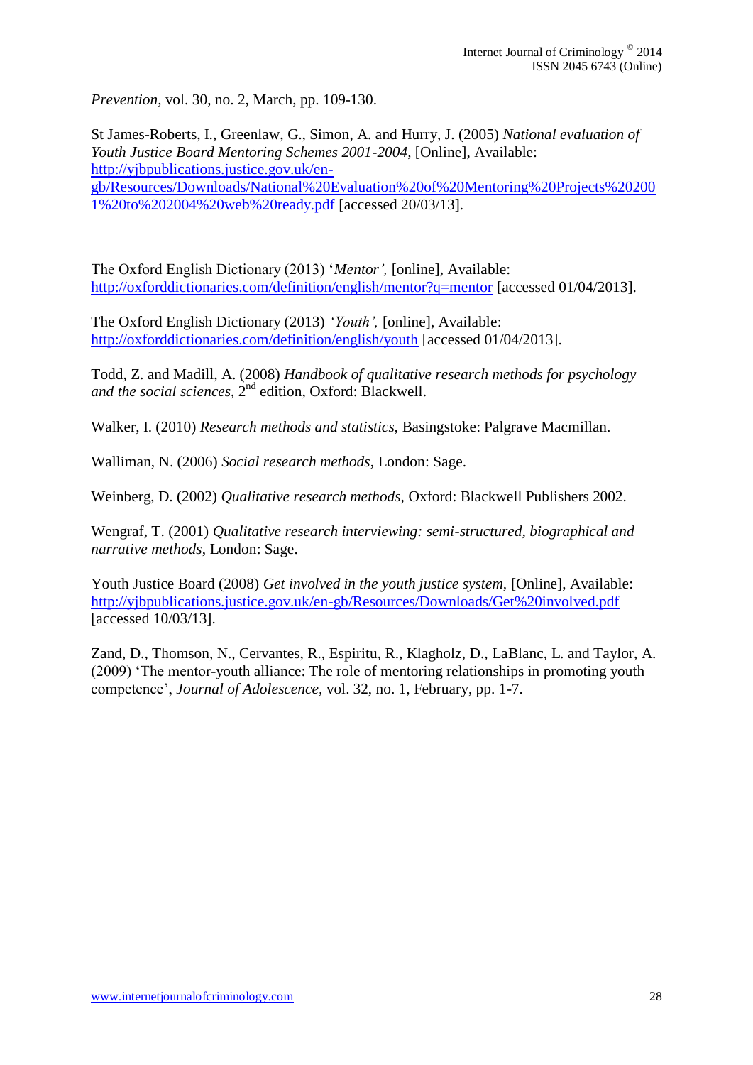*Prevention*, vol. 30, no. 2, March, pp. 109-130.

St James-Roberts, I., Greenlaw, G., Simon, A. and Hurry, J. (2005) *National evaluation of Youth Justice Board Mentoring Schemes 2001-2004*, [Online], Available: http://yjbpublications.justice.gov.uk/en-gb/Resources/Downloads/National%20Evaluation%20of%20Mentoring%20Projects%202001%20to%202004%20web%20ready.pdf [accessed 20/03/13].

The Oxford English Dictionary (2013) '*Mentor'*, [online], Available: http://oxforddictionaries.com/definition/english/mentor?q=mentor [accessed 01/04/2013].

The Oxford English Dictionary (2013) *'Youth'*, [online], Available: http://oxforddictionaries.com/definition/english/youth [accessed 01/04/2013].

Todd, Z. and Madill, A. (2008) *Handbook of qualitative research methods for psychology and the social sciences*, 2nd edition, Oxford: Blackwell.

Walker, I. (2010) *Research methods and statistics*, Basingstoke: Palgrave Macmillan.

Walliman, N. (2006) *Social research methods*, London: Sage.

Weinberg, D. (2002) *Qualitative research methods*, Oxford: Blackwell Publishers 2002.

Wengraf, T. (2001) *Qualitative research interviewing: semi-structured, biographical and narrative methods*, London: Sage.

Youth Justice Board (2008) *Get involved in the youth justice system*, [Online], Available: http://yjbpublications.justice.gov.uk/en-gb/Resources/Downloads/Get%20involved.pdf [accessed 10/03/13].

Zand, D., Thomson, N., Cervantes, R., Espiritu, R., Klagholz, D., LaBlanc, L. and Taylor, A. (2009) 'The mentor-youth alliance: The role of mentoring relationships in promoting youth competence', *Journal of Adolescence*, vol. 32, no. 1, February, pp. 1-7.